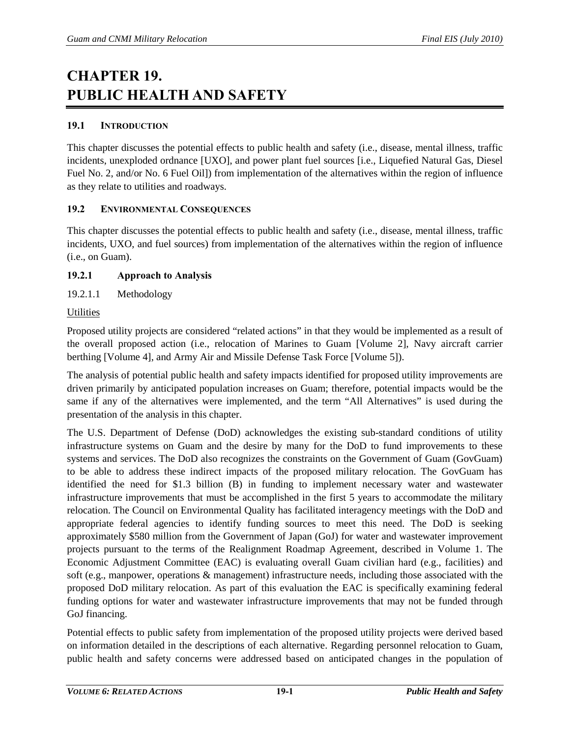# CHAPTER 19. PUBLIC HEALTH AND SAFETY

## 19.1 INTRODUCTION

This chapter discusses the potential effects to public health and safety (i.e., disease, mental illness, traffic incidents, unexploded ordnance [UXO], and power plant fuel sources [i.e., Liquefied Natural Gas, Diesel Fuel No. 2, and/or No. 6 Fuel Oil]) from implementation of the alternatives within the region of influence as they relate to utilities and roadways.

## 19.2 ENVIRONMENTAL CONSEQUENCES

This chapter discusses the potential effects to public health and safety (i.e., disease, mental illness, traffic incidents, UXO, and fuel sources) from implementation of the alternatives within the region of influence (i.e., on Guam).

### 19.2.1 Approach to Analysis

#### 19.2.1.1 Methodology

Utilities

Proposed utility projects are considered "related actions" in that they would be implemented as a result of the overall proposed action (i.e., relocation of Marines to Guam [Volume 2], Navy aircraft carrier berthing [Volume 4], and Army Air and Missile Defense Task Force [Volume 5]).

The analysis of potential public health and safety impacts identified for proposed utility improvements are driven primarily by anticipated population increases on Guam; therefore, potential impacts would be the same if any of the alternatives were implemented, and the term "All Alternatives" is used during the presentation of the analysis in this chapter.

The U.S. Department of Defense (DoD) acknowledges the existing sub-standard conditions of utility infrastructure systems on Guam and the desire by many for the DoD to fund improvements to these systems and services. The DoD also recognizes the constraints on the Government of Guam (GovGuam) to be able to address these indirect impacts of the proposed military relocation. The GovGuam has identified the need for $1.3 billion (B) in funding to implement necessary water and wastewater infrastructure improvements that must be accomplished in the first 5 years to accommodate the military relocation. The Council on Environmental Quality has facilitated interagency meetings with the DoD and appropriate federal agencies to identify funding sources to meet this need. The DoD is seeking approximately $580 million from the Government of Japan (GoJ) for water and wastewater improvement projects pursuant to the terms of the Realignment Roadmap Agreement, described in Volume 1. The Economic Adjustment Committee (EAC) is evaluating overall Guam civilian hard (e.g., facilities) and soft (e.g., manpower, operations & management) infrastructure needs, including those associated with the proposed DoD military relocation. As part of this evaluation the EAC is specifically examining federal funding options for water and wastewater infrastructure improvements that may not be funded through GoJ financing.

Potential effects to public safety from implementation of the proposed utility projects were derived based on information detailed in the descriptions of each alternative. Regarding personnel relocation to Guam, public health and safety concerns were addressed based on anticipated changes in the population of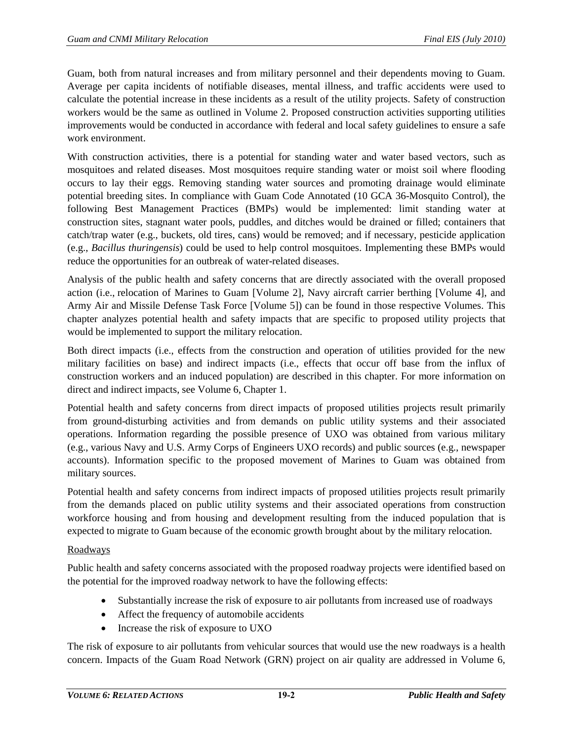Guam, both from natural increases and from military personnel and their dependents moving to Guam. Average per capita incidents of notifiable diseases, mental illness, and traffic accidents were used to calculate the potential increase in these incidents as a result of the utility projects. Safety of construction workers would be the same as outlined in Volume 2. Proposed construction activities supporting utilities improvements would be conducted in accordance with federal and local safety guidelines to ensure a safe work environment.

With construction activities, there is a potential for standing water and water based vectors, such as mosquitoes and related diseases. Most mosquitoes require standing water or moist soil where flooding occurs to lay their eggs. Removing standing water sources and promoting drainage would eliminate potential breeding sites. In compliance with Guam Code Annotated (10 GCA 36-Mosquito Control), the following Best Management Practices (BMPs) would be implemented: limit standing water at construction sites, stagnant water pools, puddles, and ditches would be drained or filled; containers that catch/trap water (e.g., buckets, old tires, cans) would be removed; and if necessary, pesticide application (e.g., *Bacillus thuringensis*) could be used to help control mosquitoes. Implementing these BMPs would reduce the opportunities for an outbreak of water-related diseases.

Analysis of the public health and safety concerns that are directly associated with the overall proposed action (i.e., relocation of Marines to Guam [Volume 2], Navy aircraft carrier berthing [Volume 4], and Army Air and Missile Defense Task Force [Volume 5]) can be found in those respective Volumes. This chapter analyzes potential health and safety impacts that are specific to proposed utility projects that would be implemented to support the military relocation.

Both direct impacts (i.e., effects from the construction and operation of utilities provided for the new military facilities on base) and indirect impacts (i.e., effects that occur off base from the influx of construction workers and an induced population) are described in this chapter. For more information on direct and indirect impacts, see Volume 6, Chapter 1.

Potential health and safety concerns from direct impacts of proposed utilities projects result primarily from ground-disturbing activities and from demands on public utility systems and their associated operations. Information regarding the possible presence of UXO was obtained from various military (e.g., various Navy and U.S. Army Corps of Engineers UXO records) and public sources (e.g., newspaper accounts). Information specific to the proposed movement of Marines to Guam was obtained from military sources.

Potential health and safety concerns from indirect impacts of proposed utilities projects result primarily from the demands placed on public utility systems and their associated operations from construction workforce housing and from housing and development resulting from the induced population that is expected to migrate to Guam because of the economic growth brought about by the military relocation.

Roadways

Public health and safety concerns associated with the proposed roadway projects were identified based on the potential for the improved roadway network to have the following effects:

- Substantially increase the risk of exposure to air pollutants from increased use of roadways
- Affect the frequency of automobile accidents
- Increase the risk of exposure to UXO

The risk of exposure to air pollutants from vehicular sources that would use the new roadways is a health concern. Impacts of the Guam Road Network (GRN) project on air quality are addressed in Volume 6,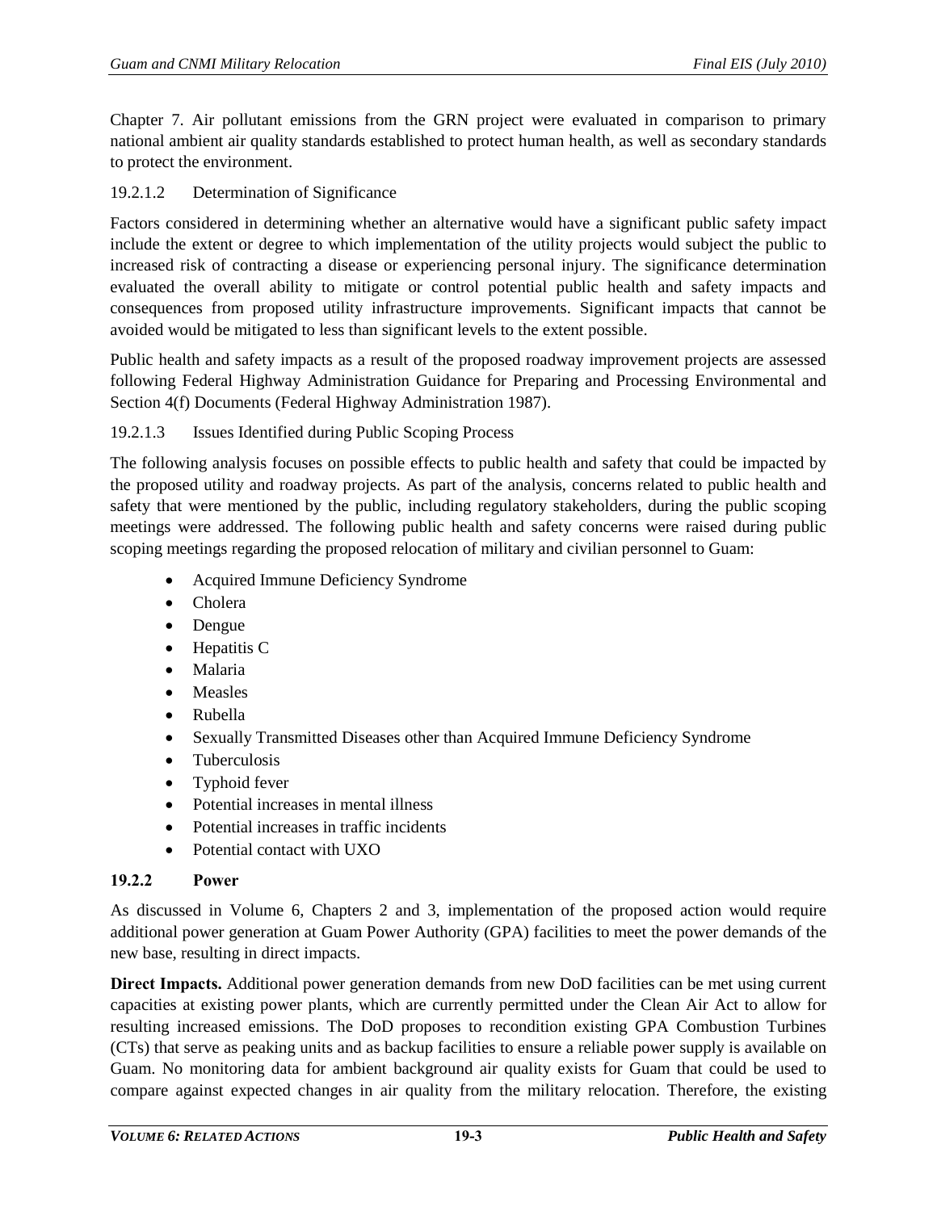Chapter 7. Air pollutant emissions from the GRN project were evaluated in comparison to primary national ambient air quality standards established to protect human health, as well as secondary standards to protect the environment.

#### 19.2.1.2 Determination of Significance

Factors considered in determining whether an alternative would have a significant public safety impact include the extent or degree to which implementation of the utility projects would subject the public to increased risk of contracting a disease or experiencing personal injury. The significance determination evaluated the overall ability to mitigate or control potential public health and safety impacts and consequences from proposed utility infrastructure improvements. Significant impacts that cannot be avoided would be mitigated to less than significant levels to the extent possible.

Public health and safety impacts as a result of the proposed roadway improvement projects are assessed following Federal Highway Administration Guidance for Preparing and Processing Environmental and Section 4(f) Documents (Federal Highway Administration 1987).

#### 19.2.1.3 Issues Identified during Public Scoping Process

The following analysis focuses on possible effects to public health and safety that could be impacted by the proposed utility and roadway projects. As part of the analysis, concerns related to public health and safety that were mentioned by the public, including regulatory stakeholders, during the public scoping meetings were addressed. The following public health and safety concerns were raised during public scoping meetings regarding the proposed relocation of military and civilian personnel to Guam:

- Acquired Immune Deficiency Syndrome
- Cholera
- Dengue
- Hepatitis C
- Malaria
- Measles
- Rubella
- Sexually Transmitted Diseases other than Acquired Immune Deficiency Syndrome
- Tuberculosis
- Typhoid fever
- Potential increases in mental illness
- Potential increases in traffic incidents
- Potential contact with UXO

### 19.2.2 Power

As discussed in Volume 6, Chapters 2 and 3, implementation of the proposed action would require additional power generation at Guam Power Authority (GPA) facilities to meet the power demands of the new base, resulting in direct impacts.

**Direct Impacts.** Additional power generation demands from new DoD facilities can be met using current capacities at existing power plants, which are currently permitted under the Clean Air Act to allow for resulting increased emissions. The DoD proposes to recondition existing GPA Combustion Turbines (CTs) that serve as peaking units and as backup facilities to ensure a reliable power supply is available on Guam. No monitoring data for ambient background air quality exists for Guam that could be used to compare against expected changes in air quality from the military relocation. Therefore, the existing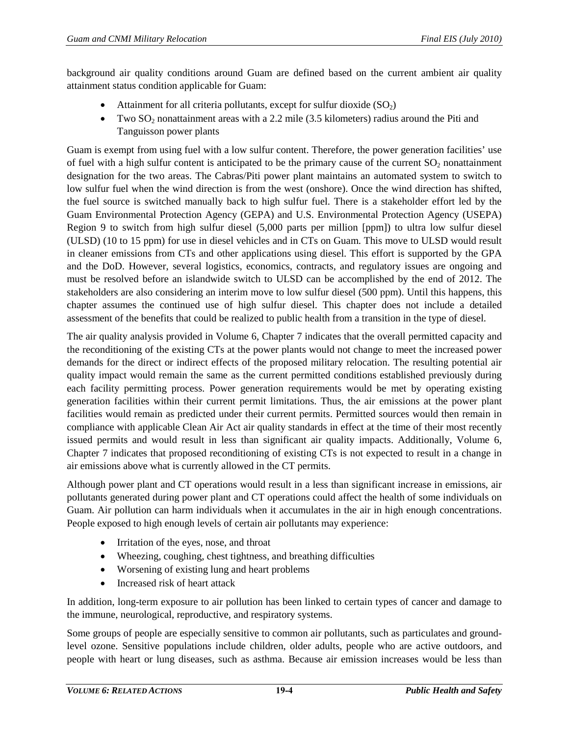background air quality conditions around Guam are defined based on the current ambient air quality attainment status condition applicable for Guam:

- Attainment for all criteria pollutants, except for sulfur dioxide ($SO_2$)
- Two $SO_2$ nonattainment areas with a 2.2 mile (3.5 kilometers) radius around the Piti and Tanguisson power plants

Guam is exempt from using fuel with a low sulfur content. Therefore, the power generation facilities' use of fuel with a high sulfur content is anticipated to be the primary cause of the current $SO_2$ nonattainment designation for the two areas. The Cabras/Piti power plant maintains an automated system to switch to low sulfur fuel when the wind direction is from the west (onshore). Once the wind direction has shifted, the fuel source is switched manually back to high sulfur fuel. There is a stakeholder effort led by the Guam Environmental Protection Agency (GEPA) and U.S. Environmental Protection Agency (USEPA) Region 9 to switch from high sulfur diesel (5,000 parts per million [ppm]) to ultra low sulfur diesel (ULSD) (10 to 15 ppm) for use in diesel vehicles and in CTs on Guam. This move to ULSD would result in cleaner emissions from CTs and other applications using diesel. This effort is supported by the GPA and the DoD. However, several logistics, economics, contracts, and regulatory issues are ongoing and must be resolved before an islandwide switch to ULSD can be accomplished by the end of 2012. The stakeholders are also considering an interim move to low sulfur diesel (500 ppm). Until this happens, this chapter assumes the continued use of high sulfur diesel. This chapter does not include a detailed assessment of the benefits that could be realized to public health from a transition in the type of diesel.

The air quality analysis provided in Volume 6, Chapter 7 indicates that the overall permitted capacity and the reconditioning of the existing CTs at the power plants would not change to meet the increased power demands for the direct or indirect effects of the proposed military relocation. The resulting potential air quality impact would remain the same as the current permitted conditions established previously during each facility permitting process. Power generation requirements would be met by operating existing generation facilities within their current permit limitations. Thus, the air emissions at the power plant facilities would remain as predicted under their current permits. Permitted sources would then remain in compliance with applicable Clean Air Act air quality standards in effect at the time of their most recently issued permits and would result in less than significant air quality impacts. Additionally, Volume 6, Chapter 7 indicates that proposed reconditioning of existing CTs is not expected to result in a change in air emissions above what is currently allowed in the CT permits.

Although power plant and CT operations would result in a less than significant increase in emissions, air pollutants generated during power plant and CT operations could affect the health of some individuals on Guam. Air pollution can harm individuals when it accumulates in the air in high enough concentrations. People exposed to high enough levels of certain air pollutants may experience:

- Irritation of the eyes, nose, and throat
- Wheezing, coughing, chest tightness, and breathing difficulties
- Worsening of existing lung and heart problems
- Increased risk of heart attack

In addition, long-term exposure to air pollution has been linked to certain types of cancer and damage to the immune, neurological, reproductive, and respiratory systems.

Some groups of people are especially sensitive to common air pollutants, such as particulates and ground-level ozone. Sensitive populations include children, older adults, people who are active outdoors, and people with heart or lung diseases, such as asthma. Because air emission increases would be less than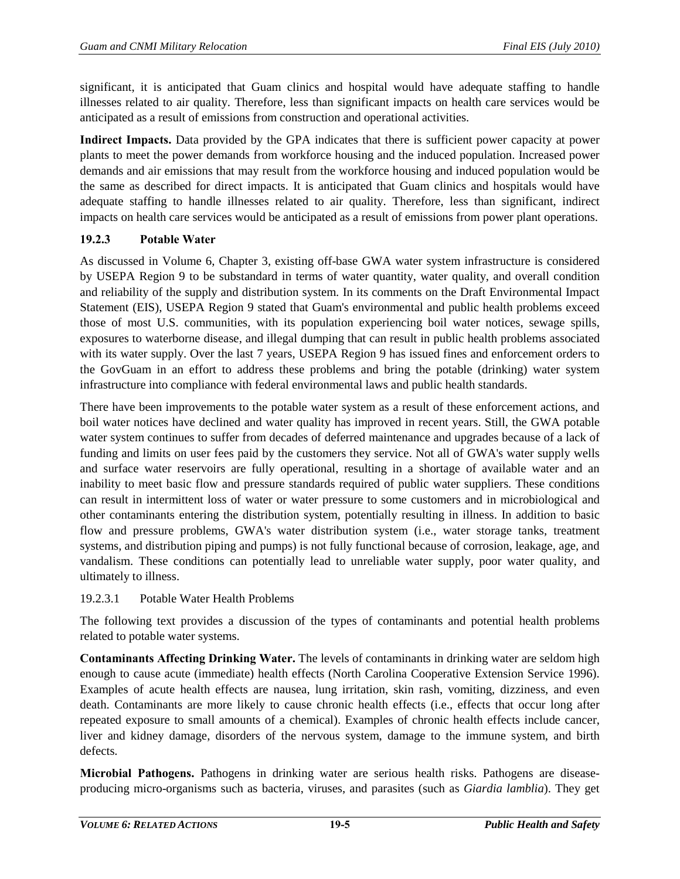significant, it is anticipated that Guam clinics and hospital would have adequate staffing to handle illnesses related to air quality. Therefore, less than significant impacts on health care services would be anticipated as a result of emissions from construction and operational activities.

**Indirect Impacts.** Data provided by the GPA indicates that there is sufficient power capacity at power plants to meet the power demands from workforce housing and the induced population. Increased power demands and air emissions that may result from the workforce housing and induced population would be the same as described for direct impacts. It is anticipated that Guam clinics and hospitals would have adequate staffing to handle illnesses related to air quality. Therefore, less than significant, indirect impacts on health care services would be anticipated as a result of emissions from power plant operations.

### 19.2.3 Potable Water

As discussed in Volume 6, Chapter 3, existing off-base GWA water system infrastructure is considered by USEPA Region 9 to be substandard in terms of water quantity, water quality, and overall condition and reliability of the supply and distribution system. In its comments on the Draft Environmental Impact Statement (EIS), USEPA Region 9 stated that Guam's environmental and public health problems exceed those of most U.S. communities, with its population experiencing boil water notices, sewage spills, exposures to waterborne disease, and illegal dumping that can result in public health problems associated with its water supply. Over the last 7 years, USEPA Region 9 has issued fines and enforcement orders to the GovGuam in an effort to address these problems and bring the potable (drinking) water system infrastructure into compliance with federal environmental laws and public health standards.

There have been improvements to the potable water system as a result of these enforcement actions, and boil water notices have declined and water quality has improved in recent years. Still, the GWA potable water system continues to suffer from decades of deferred maintenance and upgrades because of a lack of funding and limits on user fees paid by the customers they service. Not all of GWA's water supply wells and surface water reservoirs are fully operational, resulting in a shortage of available water and an inability to meet basic flow and pressure standards required of public water suppliers. These conditions can result in intermittent loss of water or water pressure to some customers and in microbiological and other contaminants entering the distribution system, potentially resulting in illness. In addition to basic flow and pressure problems, GWA's water distribution system (i.e., water storage tanks, treatment systems, and distribution piping and pumps) is not fully functional because of corrosion, leakage, age, and vandalism. These conditions can potentially lead to unreliable water supply, poor water quality, and ultimately to illness.

#### 19.2.3.1 Potable Water Health Problems

The following text provides a discussion of the types of contaminants and potential health problems related to potable water systems.

**Contaminants Affecting Drinking Water.** The levels of contaminants in drinking water are seldom high enough to cause acute (immediate) health effects (North Carolina Cooperative Extension Service 1996). Examples of acute health effects are nausea, lung irritation, skin rash, vomiting, dizziness, and even death. Contaminants are more likely to cause chronic health effects (i.e., effects that occur long after repeated exposure to small amounts of a chemical). Examples of chronic health effects include cancer, liver and kidney damage, disorders of the nervous system, damage to the immune system, and birth defects.

**Microbial Pathogens.** Pathogens in drinking water are serious health risks. Pathogens are disease-producing micro-organisms such as bacteria, viruses, and parasites (such as *Giardia lamblia*). They get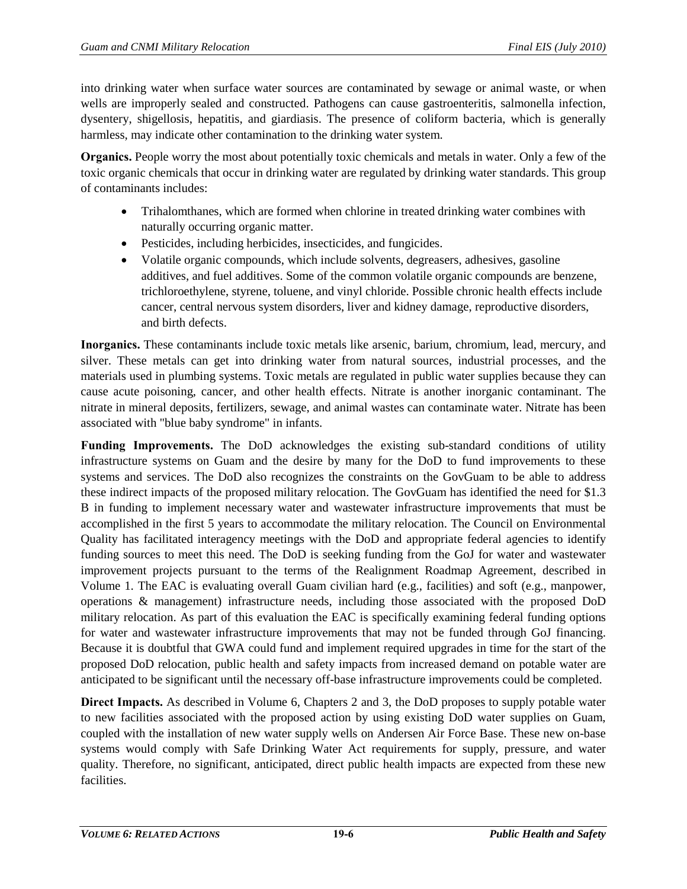into drinking water when surface water sources are contaminated by sewage or animal waste, or when wells are improperly sealed and constructed. Pathogens can cause gastroenteritis, salmonella infection, dysentery, shigellosis, hepatitis, and giardiasis. The presence of coliform bacteria, which is generally harmless, may indicate other contamination to the drinking water system.

**Organics.** People worry the most about potentially toxic chemicals and metals in water. Only a few of the toxic organic chemicals that occur in drinking water are regulated by drinking water standards. This group of contaminants includes:

- Trihalomthanes, which are formed when chlorine in treated drinking water combines with naturally occurring organic matter.
- Pesticides, including herbicides, insecticides, and fungicides.
- Volatile organic compounds, which include solvents, degreasers, adhesives, gasoline additives, and fuel additives. Some of the common volatile organic compounds are benzene, trichloroethylene, styrene, toluene, and vinyl chloride. Possible chronic health effects include cancer, central nervous system disorders, liver and kidney damage, reproductive disorders, and birth defects.

**Inorganics.** These contaminants include toxic metals like arsenic, barium, chromium, lead, mercury, and silver. These metals can get into drinking water from natural sources, industrial processes, and the materials used in plumbing systems. Toxic metals are regulated in public water supplies because they can cause acute poisoning, cancer, and other health effects. Nitrate is another inorganic contaminant. The nitrate in mineral deposits, fertilizers, sewage, and animal wastes can contaminate water. Nitrate has been associated with "blue baby syndrome" in infants.

**Funding Improvements.** The DoD acknowledges the existing sub-standard conditions of utility infrastructure systems on Guam and the desire by many for the DoD to fund improvements to these systems and services. The DoD also recognizes the constraints on the GovGuam to be able to address these indirect impacts of the proposed military relocation. The GovGuam has identified the need for $1.3 B in funding to implement necessary water and wastewater infrastructure improvements that must be accomplished in the first 5 years to accommodate the military relocation. The Council on Environmental Quality has facilitated interagency meetings with the DoD and appropriate federal agencies to identify funding sources to meet this need. The DoD is seeking funding from the GoJ for water and wastewater improvement projects pursuant to the terms of the Realignment Roadmap Agreement, described in Volume 1. The EAC is evaluating overall Guam civilian hard (e.g., facilities) and soft (e.g., manpower, operations & management) infrastructure needs, including those associated with the proposed DoD military relocation. As part of this evaluation the EAC is specifically examining federal funding options for water and wastewater infrastructure improvements that may not be funded through GoJ financing. Because it is doubtful that GWA could fund and implement required upgrades in time for the start of the proposed DoD relocation, public health and safety impacts from increased demand on potable water are anticipated to be significant until the necessary off-base infrastructure improvements could be completed.

**Direct Impacts.** As described in Volume 6, Chapters 2 and 3, the DoD proposes to supply potable water to new facilities associated with the proposed action by using existing DoD water supplies on Guam, coupled with the installation of new water supply wells on Andersen Air Force Base. These new on-base systems would comply with Safe Drinking Water Act requirements for supply, pressure, and water quality. Therefore, no significant, anticipated, direct public health impacts are expected from these new facilities.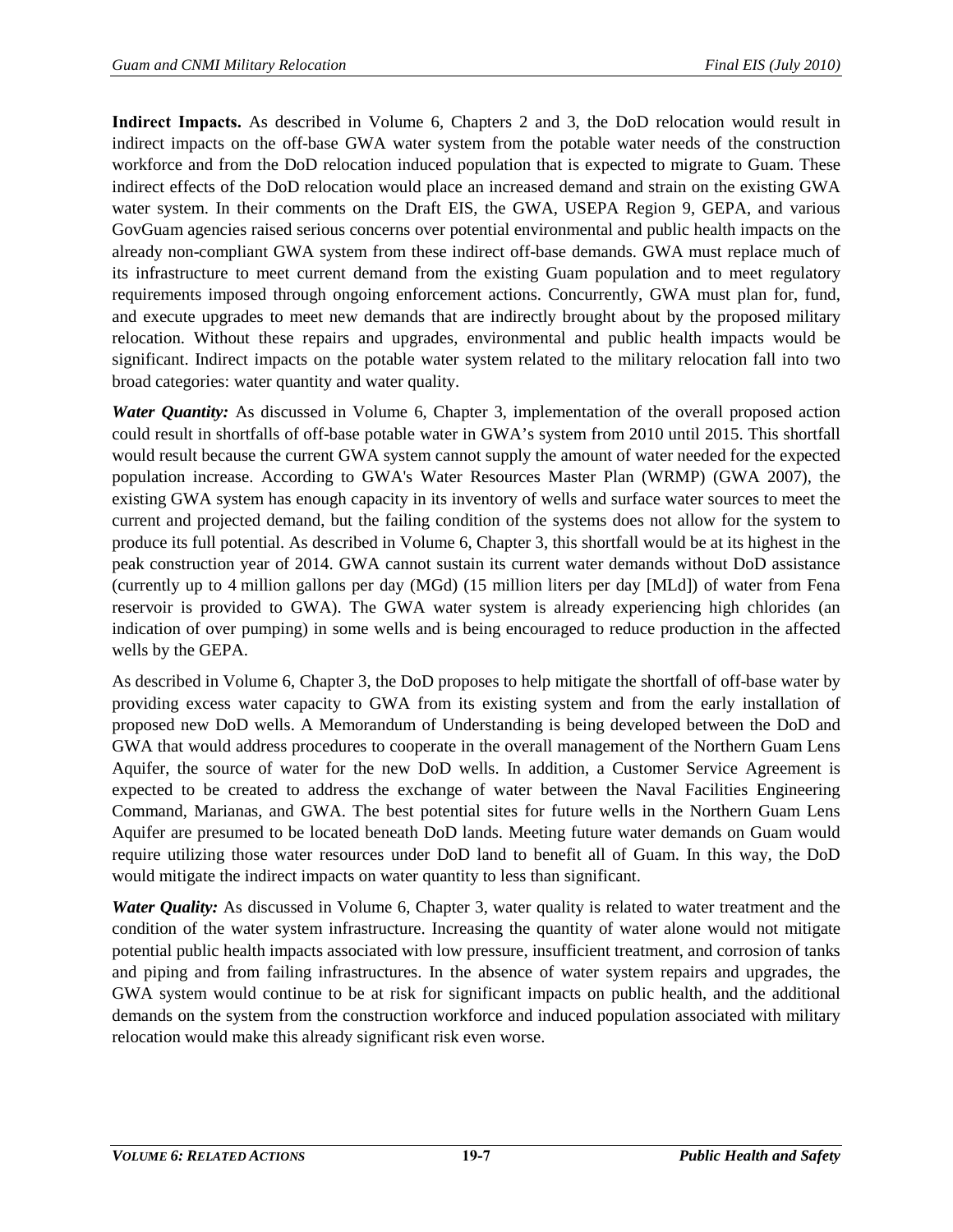**Indirect Impacts.** As described in Volume 6, Chapters 2 and 3, the DoD relocation would result in indirect impacts on the off-base GWA water system from the potable water needs of the construction workforce and from the DoD relocation induced population that is expected to migrate to Guam. These indirect effects of the DoD relocation would place an increased demand and strain on the existing GWA water system. In their comments on the Draft EIS, the GWA, USEPA Region 9, GEPA, and various GovGuam agencies raised serious concerns over potential environmental and public health impacts on the already non-compliant GWA system from these indirect off-base demands. GWA must replace much of its infrastructure to meet current demand from the existing Guam population and to meet regulatory requirements imposed through ongoing enforcement actions. Concurrently, GWA must plan for, fund, and execute upgrades to meet new demands that are indirectly brought about by the proposed military relocation. Without these repairs and upgrades, environmental and public health impacts would be significant. Indirect impacts on the potable water system related to the military relocation fall into two broad categories: water quantity and water quality.

***Water Quantity:*** As discussed in Volume 6, Chapter 3, implementation of the overall proposed action could result in shortfalls of off-base potable water in GWA's system from 2010 until 2015. This shortfall would result because the current GWA system cannot supply the amount of water needed for the expected population increase. According to GWA's Water Resources Master Plan (WRMP) (GWA 2007), the existing GWA system has enough capacity in its inventory of wells and surface water sources to meet the current and projected demand, but the failing condition of the systems does not allow for the system to produce its full potential. As described in Volume 6, Chapter 3, this shortfall would be at its highest in the peak construction year of 2014. GWA cannot sustain its current water demands without DoD assistance (currently up to 4 million gallons per day (MGd) (15 million liters per day [MLd]) of water from Fena reservoir is provided to GWA). The GWA water system is already experiencing high chlorides (an indication of over pumping) in some wells and is being encouraged to reduce production in the affected wells by the GEPA.

As described in Volume 6, Chapter 3, the DoD proposes to help mitigate the shortfall of off-base water by providing excess water capacity to GWA from its existing system and from the early installation of proposed new DoD wells. A Memorandum of Understanding is being developed between the DoD and GWA that would address procedures to cooperate in the overall management of the Northern Guam Lens Aquifer, the source of water for the new DoD wells. In addition, a Customer Service Agreement is expected to be created to address the exchange of water between the Naval Facilities Engineering Command, Marianas, and GWA. The best potential sites for future wells in the Northern Guam Lens Aquifer are presumed to be located beneath DoD lands. Meeting future water demands on Guam would require utilizing those water resources under DoD land to benefit all of Guam. In this way, the DoD would mitigate the indirect impacts on water quantity to less than significant.

***Water Quality:*** As discussed in Volume 6, Chapter 3, water quality is related to water treatment and the condition of the water system infrastructure. Increasing the quantity of water alone would not mitigate potential public health impacts associated with low pressure, insufficient treatment, and corrosion of tanks and piping and from failing infrastructures. In the absence of water system repairs and upgrades, the GWA system would continue to be at risk for significant impacts on public health, and the additional demands on the system from the construction workforce and induced population associated with military relocation would make this already significant risk even worse.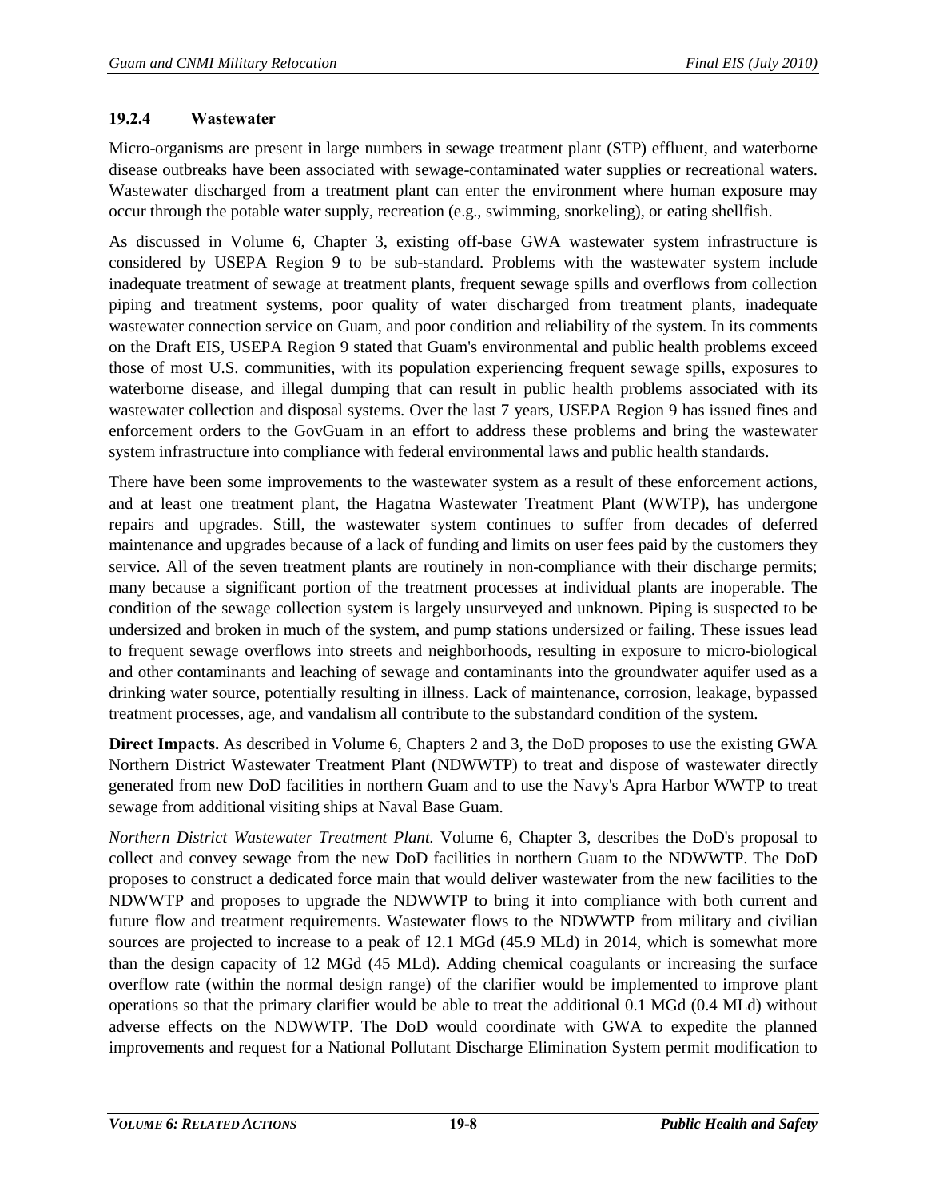### 19.2.4 Wastewater

Micro-organisms are present in large numbers in sewage treatment plant (STP) effluent, and waterborne disease outbreaks have been associated with sewage-contaminated water supplies or recreational waters. Wastewater discharged from a treatment plant can enter the environment where human exposure may occur through the potable water supply, recreation (e.g., swimming, snorkeling), or eating shellfish.

As discussed in Volume 6, Chapter 3, existing off-base GWA wastewater system infrastructure is considered by USEPA Region 9 to be sub-standard. Problems with the wastewater system include inadequate treatment of sewage at treatment plants, frequent sewage spills and overflows from collection piping and treatment systems, poor quality of water discharged from treatment plants, inadequate wastewater connection service on Guam, and poor condition and reliability of the system. In its comments on the Draft EIS, USEPA Region 9 stated that Guam's environmental and public health problems exceed those of most U.S. communities, with its population experiencing frequent sewage spills, exposures to waterborne disease, and illegal dumping that can result in public health problems associated with its wastewater collection and disposal systems. Over the last 7 years, USEPA Region 9 has issued fines and enforcement orders to the GovGuam in an effort to address these problems and bring the wastewater system infrastructure into compliance with federal environmental laws and public health standards.

There have been some improvements to the wastewater system as a result of these enforcement actions, and at least one treatment plant, the Hagatna Wastewater Treatment Plant (WWTP), has undergone repairs and upgrades. Still, the wastewater system continues to suffer from decades of deferred maintenance and upgrades because of a lack of funding and limits on user fees paid by the customers they service. All of the seven treatment plants are routinely in non-compliance with their discharge permits; many because a significant portion of the treatment processes at individual plants are inoperable. The condition of the sewage collection system is largely unsurveyed and unknown. Piping is suspected to be undersized and broken in much of the system, and pump stations undersized or failing. These issues lead to frequent sewage overflows into streets and neighborhoods, resulting in exposure to micro-biological and other contaminants and leaching of sewage and contaminants into the groundwater aquifer used as a drinking water source, potentially resulting in illness. Lack of maintenance, corrosion, leakage, bypassed treatment processes, age, and vandalism all contribute to the substandard condition of the system.

**Direct Impacts.** As described in Volume 6, Chapters 2 and 3, the DoD proposes to use the existing GWA Northern District Wastewater Treatment Plant (NDWWTP) to treat and dispose of wastewater directly generated from new DoD facilities in northern Guam and to use the Navy's Apra Harbor WWTP to treat sewage from additional visiting ships at Naval Base Guam.

*Northern District Wastewater Treatment Plant.* Volume 6, Chapter 3, describes the DoD's proposal to collect and convey sewage from the new DoD facilities in northern Guam to the NDWWTP. The DoD proposes to construct a dedicated force main that would deliver wastewater from the new facilities to the NDWWTP and proposes to upgrade the NDWWTP to bring it into compliance with both current and future flow and treatment requirements. Wastewater flows to the NDWWTP from military and civilian sources are projected to increase to a peak of 12.1 MGd (45.9 MLd) in 2014, which is somewhat more than the design capacity of 12 MGd (45 MLd). Adding chemical coagulants or increasing the surface overflow rate (within the normal design range) of the clarifier would be implemented to improve plant operations so that the primary clarifier would be able to treat the additional 0.1 MGd (0.4 MLd) without adverse effects on the NDWWTP. The DoD would coordinate with GWA to expedite the planned improvements and request for a National Pollutant Discharge Elimination System permit modification to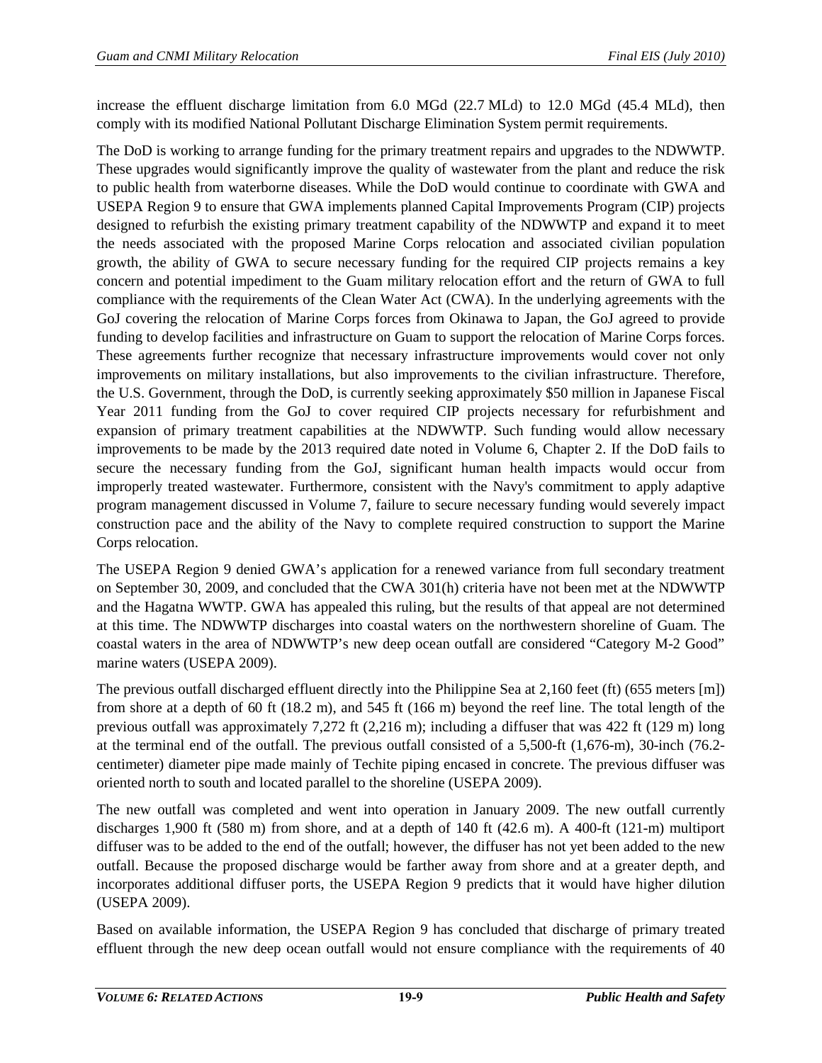increase the effluent discharge limitation from 6.0 MGd (22.7 MLd) to 12.0 MGd (45.4 MLd), then comply with its modified National Pollutant Discharge Elimination System permit requirements.

The DoD is working to arrange funding for the primary treatment repairs and upgrades to the NDWWTP. These upgrades would significantly improve the quality of wastewater from the plant and reduce the risk to public health from waterborne diseases. While the DoD would continue to coordinate with GWA and USEPA Region 9 to ensure that GWA implements planned Capital Improvements Program (CIP) projects designed to refurbish the existing primary treatment capability of the NDWWTP and expand it to meet the needs associated with the proposed Marine Corps relocation and associated civilian population growth, the ability of GWA to secure necessary funding for the required CIP projects remains a key concern and potential impediment to the Guam military relocation effort and the return of GWA to full compliance with the requirements of the Clean Water Act (CWA). In the underlying agreements with the GoJ covering the relocation of Marine Corps forces from Okinawa to Japan, the GoJ agreed to provide funding to develop facilities and infrastructure on Guam to support the relocation of Marine Corps forces. These agreements further recognize that necessary infrastructure improvements would cover not only improvements on military installations, but also improvements to the civilian infrastructure. Therefore, the U.S. Government, through the DoD, is currently seeking approximately $50 million in Japanese Fiscal Year 2011 funding from the GoJ to cover required CIP projects necessary for refurbishment and expansion of primary treatment capabilities at the NDWWTP. Such funding would allow necessary improvements to be made by the 2013 required date noted in Volume 6, Chapter 2. If the DoD fails to secure the necessary funding from the GoJ, significant human health impacts would occur from improperly treated wastewater. Furthermore, consistent with the Navy's commitment to apply adaptive program management discussed in Volume 7, failure to secure necessary funding would severely impact construction pace and the ability of the Navy to complete required construction to support the Marine Corps relocation.

The USEPA Region 9 denied GWA's application for a renewed variance from full secondary treatment on September 30, 2009, and concluded that the CWA 301(h) criteria have not been met at the NDWWTP and the Hagatna WWTP. GWA has appealed this ruling, but the results of that appeal are not determined at this time. The NDWWTP discharges into coastal waters on the northwestern shoreline of Guam. The coastal waters in the area of NDWWTP's new deep ocean outfall are considered "Category M-2 Good" marine waters (USEPA 2009).

The previous outfall discharged effluent directly into the Philippine Sea at 2,160 feet (ft) (655 meters [m]) from shore at a depth of 60 ft (18.2 m), and 545 ft (166 m) beyond the reef line. The total length of the previous outfall was approximately 7,272 ft (2,216 m); including a diffuser that was 422 ft (129 m) long at the terminal end of the outfall. The previous outfall consisted of a 5,500-ft (1,676-m), 30-inch (76.2-centimeter) diameter pipe made mainly of Techite piping encased in concrete. The previous diffuser was oriented north to south and located parallel to the shoreline (USEPA 2009).

The new outfall was completed and went into operation in January 2009. The new outfall currently discharges 1,900 ft (580 m) from shore, and at a depth of 140 ft (42.6 m). A 400-ft (121-m) multiport diffuser was to be added to the end of the outfall; however, the diffuser has not yet been added to the new outfall. Because the proposed discharge would be farther away from shore and at a greater depth, and incorporates additional diffuser ports, the USEPA Region 9 predicts that it would have higher dilution (USEPA 2009).

Based on available information, the USEPA Region 9 has concluded that discharge of primary treated effluent through the new deep ocean outfall would not ensure compliance with the requirements of 40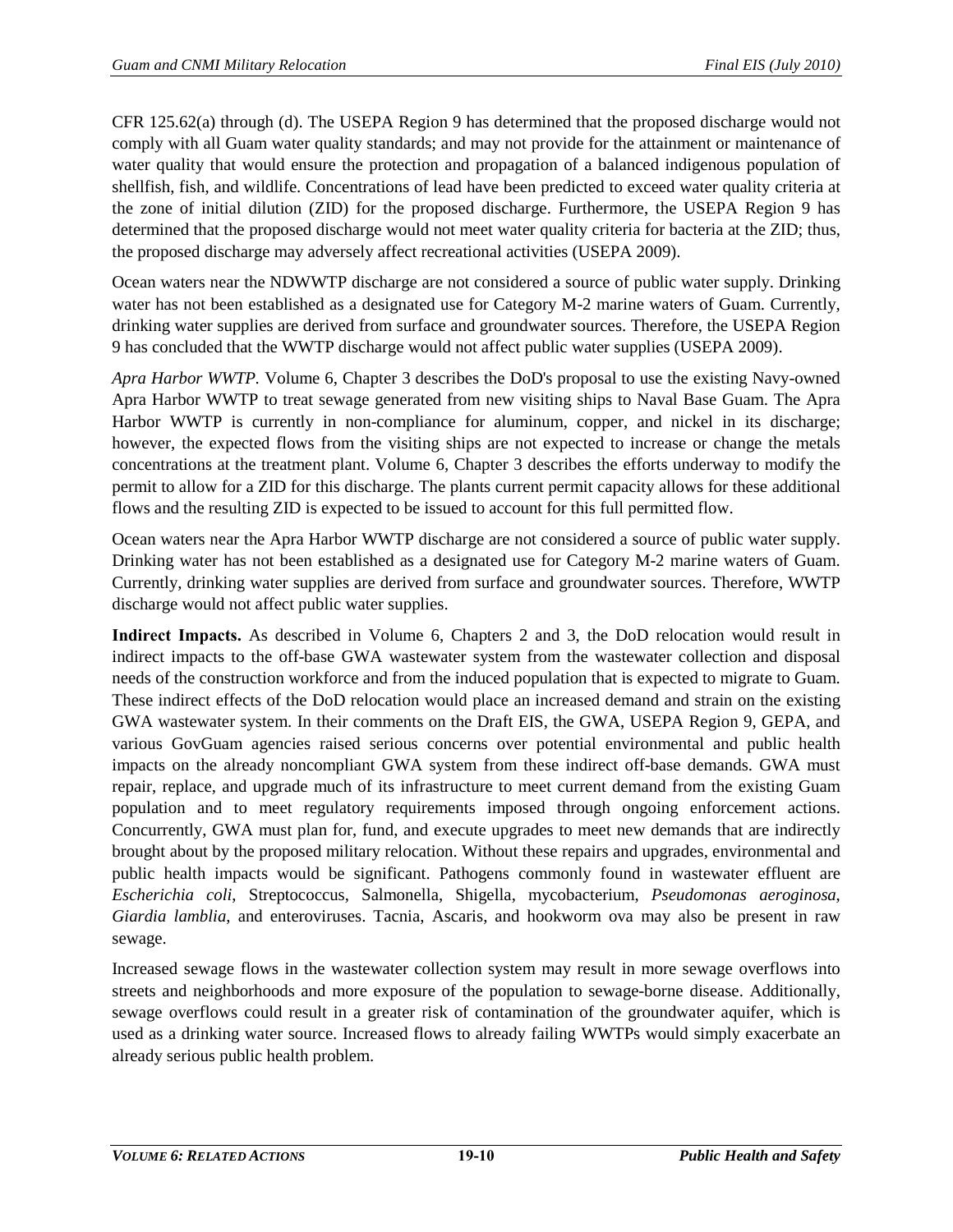CFR 125.62(a) through (d). The USEPA Region 9 has determined that the proposed discharge would not comply with all Guam water quality standards; and may not provide for the attainment or maintenance of water quality that would ensure the protection and propagation of a balanced indigenous population of shellfish, fish, and wildlife. Concentrations of lead have been predicted to exceed water quality criteria at the zone of initial dilution (ZID) for the proposed discharge. Furthermore, the USEPA Region 9 has determined that the proposed discharge would not meet water quality criteria for bacteria at the ZID; thus, the proposed discharge may adversely affect recreational activities (USEPA 2009).

Ocean waters near the NDWWTP discharge are not considered a source of public water supply. Drinking water has not been established as a designated use for Category M-2 marine waters of Guam. Currently, drinking water supplies are derived from surface and groundwater sources. Therefore, the USEPA Region 9 has concluded that the WWTP discharge would not affect public water supplies (USEPA 2009).

*Apra Harbor WWTP.* Volume 6, Chapter 3 describes the DoD's proposal to use the existing Navy-owned Apra Harbor WWTP to treat sewage generated from new visiting ships to Naval Base Guam. The Apra Harbor WWTP is currently in non-compliance for aluminum, copper, and nickel in its discharge; however, the expected flows from the visiting ships are not expected to increase or change the metals concentrations at the treatment plant. Volume 6, Chapter 3 describes the efforts underway to modify the permit to allow for a ZID for this discharge. The plants current permit capacity allows for these additional flows and the resulting ZID is expected to be issued to account for this full permitted flow.

Ocean waters near the Apra Harbor WWTP discharge are not considered a source of public water supply. Drinking water has not been established as a designated use for Category M-2 marine waters of Guam. Currently, drinking water supplies are derived from surface and groundwater sources. Therefore, WWTP discharge would not affect public water supplies.

**Indirect Impacts.** As described in Volume 6, Chapters 2 and 3, the DoD relocation would result in indirect impacts to the off-base GWA wastewater system from the wastewater collection and disposal needs of the construction workforce and from the induced population that is expected to migrate to Guam. These indirect effects of the DoD relocation would place an increased demand and strain on the existing GWA wastewater system. In their comments on the Draft EIS, the GWA, USEPA Region 9, GEPA, and various GovGuam agencies raised serious concerns over potential environmental and public health impacts on the already noncompliant GWA system from these indirect off-base demands. GWA must repair, replace, and upgrade much of its infrastructure to meet current demand from the existing Guam population and to meet regulatory requirements imposed through ongoing enforcement actions. Concurrently, GWA must plan for, fund, and execute upgrades to meet new demands that are indirectly brought about by the proposed military relocation. Without these repairs and upgrades, environmental and public health impacts would be significant. Pathogens commonly found in wastewater effluent are *Escherichia coli*, Streptococcus, Salmonella, Shigella, mycobacterium, *Pseudomonas aeroginosa*, *Giardia lamblia*, and enteroviruses. Tacnia, Ascaris, and hookworm ova may also be present in raw sewage.

Increased sewage flows in the wastewater collection system may result in more sewage overflows into streets and neighborhoods and more exposure of the population to sewage-borne disease. Additionally, sewage overflows could result in a greater risk of contamination of the groundwater aquifer, which is used as a drinking water source. Increased flows to already failing WWTPs would simply exacerbate an already serious public health problem.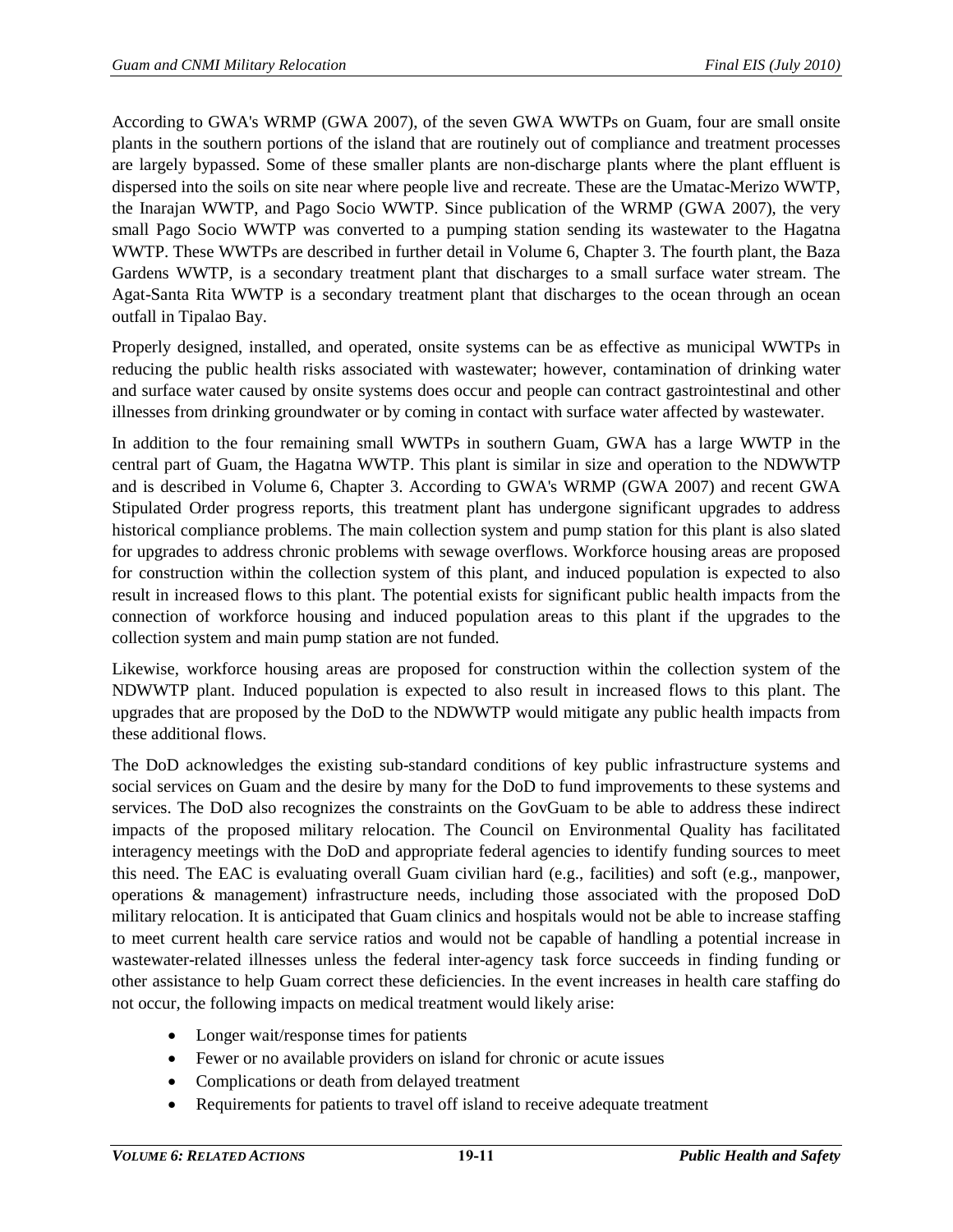According to GWA's WRMP (GWA 2007), of the seven GWA WWTPs on Guam, four are small onsite plants in the southern portions of the island that are routinely out of compliance and treatment processes are largely bypassed. Some of these smaller plants are non-discharge plants where the plant effluent is dispersed into the soils on site near where people live and recreate. These are the Umatac-Merizo WWTP, the Inarajan WWTP, and Pago Socio WWTP. Since publication of the WRMP (GWA 2007), the very small Pago Socio WWTP was converted to a pumping station sending its wastewater to the Hagatna WWTP. These WWTPs are described in further detail in Volume 6, Chapter 3. The fourth plant, the Baza Gardens WWTP, is a secondary treatment plant that discharges to a small surface water stream. The Agat-Santa Rita WWTP is a secondary treatment plant that discharges to the ocean through an ocean outfall in Tipalao Bay.

Properly designed, installed, and operated, onsite systems can be as effective as municipal WWTPs in reducing the public health risks associated with wastewater; however, contamination of drinking water and surface water caused by onsite systems does occur and people can contract gastrointestinal and other illnesses from drinking groundwater or by coming in contact with surface water affected by wastewater.

In addition to the four remaining small WWTPs in southern Guam, GWA has a large WWTP in the central part of Guam, the Hagatna WWTP. This plant is similar in size and operation to the NDWWTP and is described in Volume 6, Chapter 3. According to GWA's WRMP (GWA 2007) and recent GWA Stipulated Order progress reports, this treatment plant has undergone significant upgrades to address historical compliance problems. The main collection system and pump station for this plant is also slated for upgrades to address chronic problems with sewage overflows. Workforce housing areas are proposed for construction within the collection system of this plant, and induced population is expected to also result in increased flows to this plant. The potential exists for significant public health impacts from the connection of workforce housing and induced population areas to this plant if the upgrades to the collection system and main pump station are not funded.

Likewise, workforce housing areas are proposed for construction within the collection system of the NDWWTP plant. Induced population is expected to also result in increased flows to this plant. The upgrades that are proposed by the DoD to the NDWWTP would mitigate any public health impacts from these additional flows.

The DoD acknowledges the existing sub-standard conditions of key public infrastructure systems and social services on Guam and the desire by many for the DoD to fund improvements to these systems and services. The DoD also recognizes the constraints on the GovGuam to be able to address these indirect impacts of the proposed military relocation. The Council on Environmental Quality has facilitated interagency meetings with the DoD and appropriate federal agencies to identify funding sources to meet this need. The EAC is evaluating overall Guam civilian hard (e.g., facilities) and soft (e.g., manpower, operations & management) infrastructure needs, including those associated with the proposed DoD military relocation. It is anticipated that Guam clinics and hospitals would not be able to increase staffing to meet current health care service ratios and would not be capable of handling a potential increase in wastewater-related illnesses unless the federal inter-agency task force succeeds in finding funding or other assistance to help Guam correct these deficiencies. In the event increases in health care staffing do not occur, the following impacts on medical treatment would likely arise:

- Longer wait/response times for patients
- Fewer or no available providers on island for chronic or acute issues
- Complications or death from delayed treatment
- Requirements for patients to travel off island to receive adequate treatment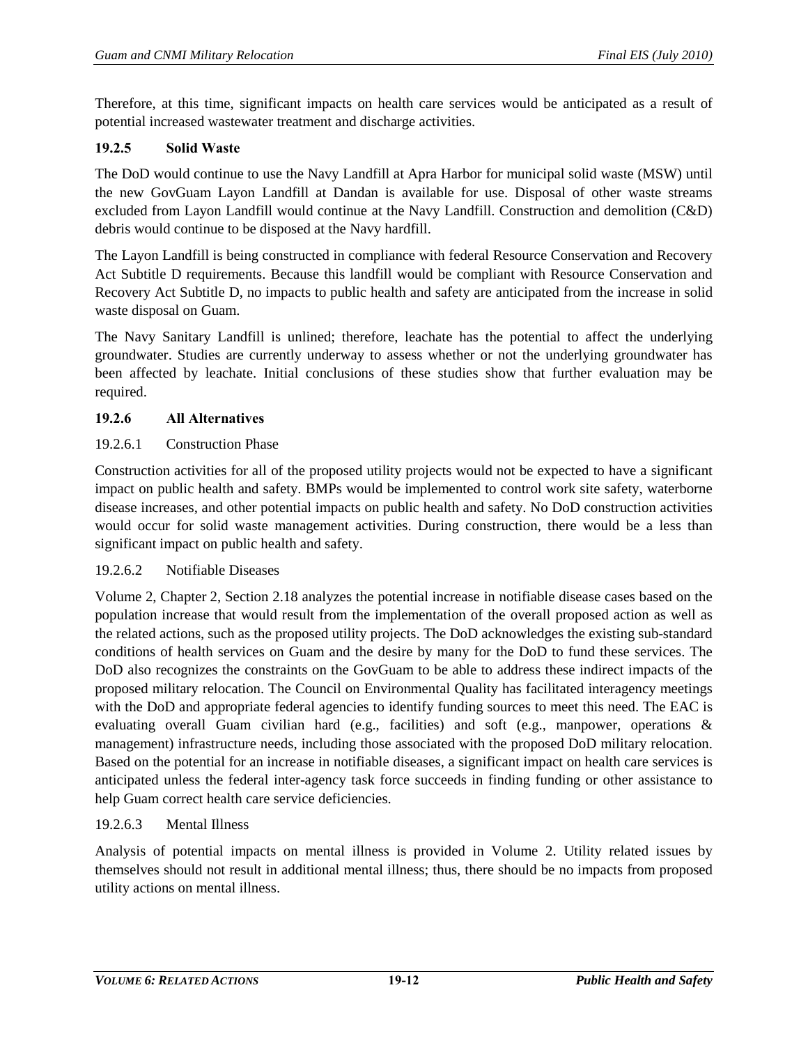Therefore, at this time, significant impacts on health care services would be anticipated as a result of potential increased wastewater treatment and discharge activities.

### 19.2.5 Solid Waste

The DoD would continue to use the Navy Landfill at Apra Harbor for municipal solid waste (MSW) until the new GovGuam Layon Landfill at Dandan is available for use. Disposal of other waste streams excluded from Layon Landfill would continue at the Navy Landfill. Construction and demolition (C&D) debris would continue to be disposed at the Navy hardfill.

The Layon Landfill is being constructed in compliance with federal Resource Conservation and Recovery Act Subtitle D requirements. Because this landfill would be compliant with Resource Conservation and Recovery Act Subtitle D, no impacts to public health and safety are anticipated from the increase in solid waste disposal on Guam.

The Navy Sanitary Landfill is unlined; therefore, leachate has the potential to affect the underlying groundwater. Studies are currently underway to assess whether or not the underlying groundwater has been affected by leachate. Initial conclusions of these studies show that further evaluation may be required.

### 19.2.6 All Alternatives

#### 19.2.6.1 Construction Phase

Construction activities for all of the proposed utility projects would not be expected to have a significant impact on public health and safety. BMPs would be implemented to control work site safety, waterborne disease increases, and other potential impacts on public health and safety. No DoD construction activities would occur for solid waste management activities. During construction, there would be a less than significant impact on public health and safety.

#### 19.2.6.2 Notifiable Diseases

Volume 2, Chapter 2, Section 2.18 analyzes the potential increase in notifiable disease cases based on the population increase that would result from the implementation of the overall proposed action as well as the related actions, such as the proposed utility projects. The DoD acknowledges the existing sub-standard conditions of health services on Guam and the desire by many for the DoD to fund these services. The DoD also recognizes the constraints on the GovGuam to be able to address these indirect impacts of the proposed military relocation. The Council on Environmental Quality has facilitated interagency meetings with the DoD and appropriate federal agencies to identify funding sources to meet this need. The EAC is evaluating overall Guam civilian hard (e.g., facilities) and soft (e.g., manpower, operations & management) infrastructure needs, including those associated with the proposed DoD military relocation. Based on the potential for an increase in notifiable diseases, a significant impact on health care services is anticipated unless the federal inter-agency task force succeeds in finding funding or other assistance to help Guam correct health care service deficiencies.

#### 19.2.6.3 Mental Illness

Analysis of potential impacts on mental illness is provided in Volume 2. Utility related issues by themselves should not result in additional mental illness; thus, there should be no impacts from proposed utility actions on mental illness.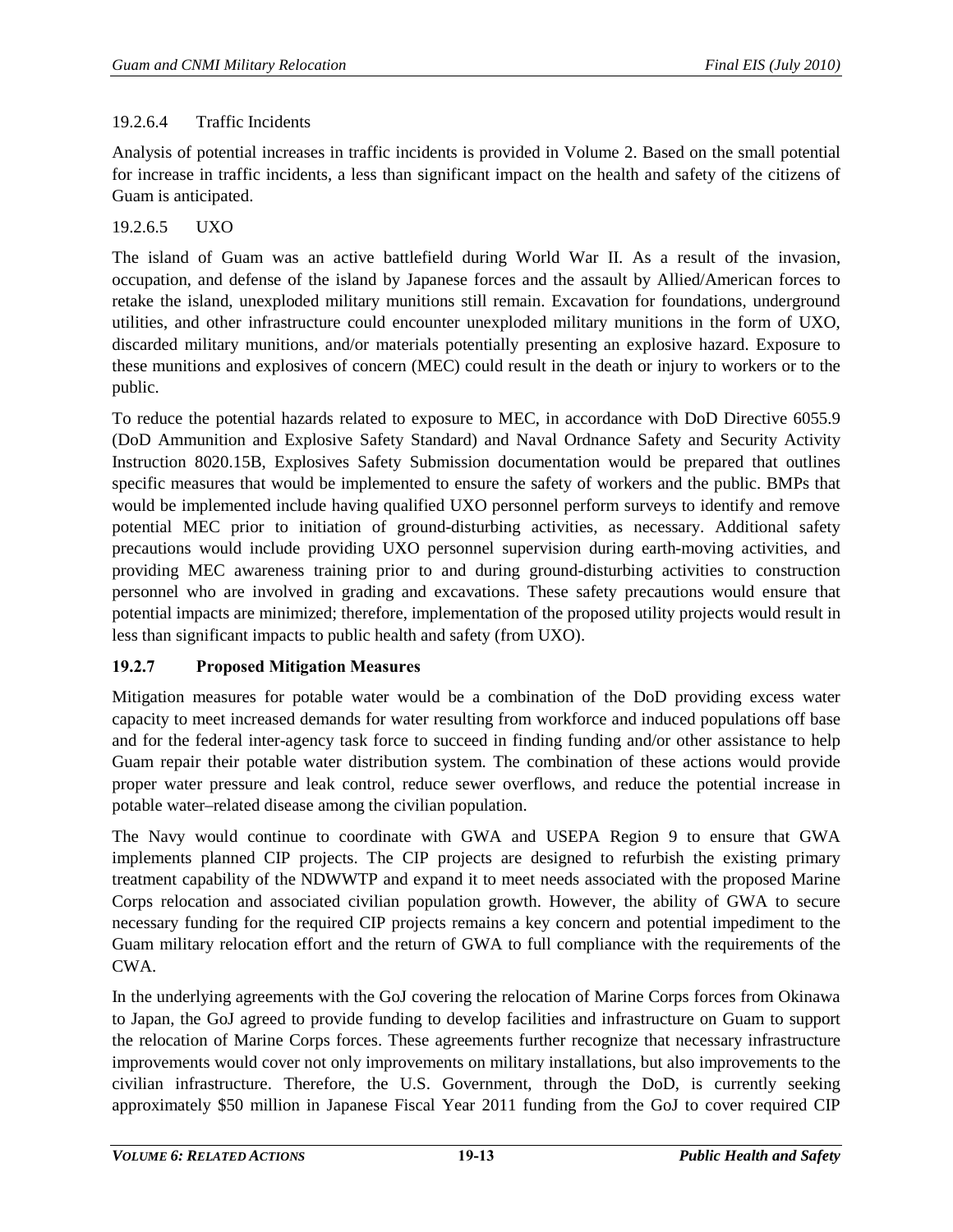#### 19.2.6.4 Traffic Incidents

Analysis of potential increases in traffic incidents is provided in Volume 2. Based on the small potential for increase in traffic incidents, a less than significant impact on the health and safety of the citizens of Guam is anticipated.

#### 19.2.6.5 UXO

The island of Guam was an active battlefield during World War II. As a result of the invasion, occupation, and defense of the island by Japanese forces and the assault by Allied/American forces to retake the island, unexploded military munitions still remain. Excavation for foundations, underground utilities, and other infrastructure could encounter unexploded military munitions in the form of UXO, discarded military munitions, and/or materials potentially presenting an explosive hazard. Exposure to these munitions and explosives of concern (MEC) could result in the death or injury to workers or to the public.

To reduce the potential hazards related to exposure to MEC, in accordance with DoD Directive 6055.9 (DoD Ammunition and Explosive Safety Standard) and Naval Ordnance Safety and Security Activity Instruction 8020.15B, Explosives Safety Submission documentation would be prepared that outlines specific measures that would be implemented to ensure the safety of workers and the public. BMPs that would be implemented include having qualified UXO personnel perform surveys to identify and remove potential MEC prior to initiation of ground-disturbing activities, as necessary. Additional safety precautions would include providing UXO personnel supervision during earth-moving activities, and providing MEC awareness training prior to and during ground-disturbing activities to construction personnel who are involved in grading and excavations. These safety precautions would ensure that potential impacts are minimized; therefore, implementation of the proposed utility projects would result in less than significant impacts to public health and safety (from UXO).

### 19.2.7 Proposed Mitigation Measures

Mitigation measures for potable water would be a combination of the DoD providing excess water capacity to meet increased demands for water resulting from workforce and induced populations off base and for the federal inter-agency task force to succeed in finding funding and/or other assistance to help Guam repair their potable water distribution system. The combination of these actions would provide proper water pressure and leak control, reduce sewer overflows, and reduce the potential increase in potable water–related disease among the civilian population.

The Navy would continue to coordinate with GWA and USEPA Region 9 to ensure that GWA implements planned CIP projects. The CIP projects are designed to refurbish the existing primary treatment capability of the NDWWTP and expand it to meet needs associated with the proposed Marine Corps relocation and associated civilian population growth. However, the ability of GWA to secure necessary funding for the required CIP projects remains a key concern and potential impediment to the Guam military relocation effort and the return of GWA to full compliance with the requirements of the CWA.

In the underlying agreements with the GoJ covering the relocation of Marine Corps forces from Okinawa to Japan, the GoJ agreed to provide funding to develop facilities and infrastructure on Guam to support the relocation of Marine Corps forces. These agreements further recognize that necessary infrastructure improvements would cover not only improvements on military installations, but also improvements to the civilian infrastructure. Therefore, the U.S. Government, through the DoD, is currently seeking approximately $50 million in Japanese Fiscal Year 2011 funding from the GoJ to cover required CIP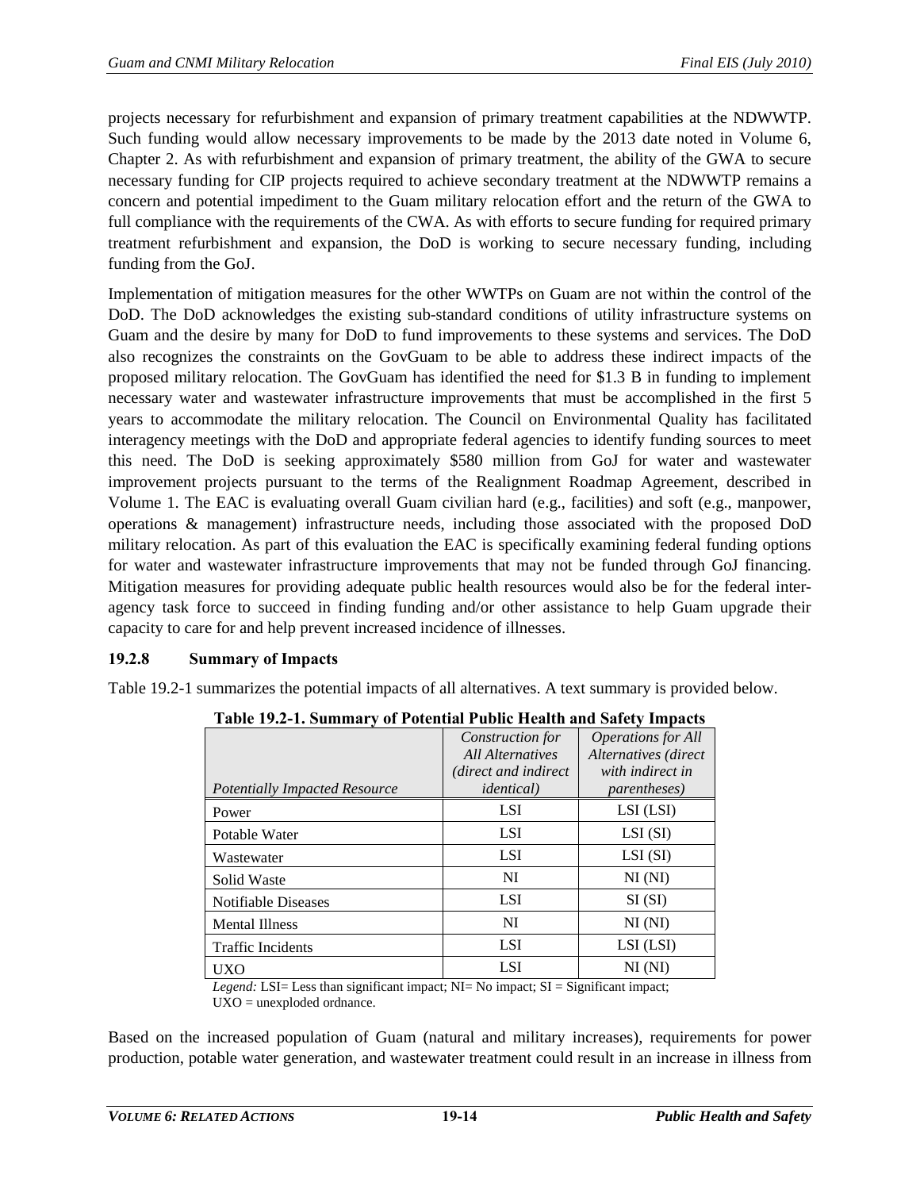projects necessary for refurbishment and expansion of primary treatment capabilities at the NDWWTP. Such funding would allow necessary improvements to be made by the 2013 date noted in Volume 6, Chapter 2. As with refurbishment and expansion of primary treatment, the ability of the GWA to secure necessary funding for CIP projects required to achieve secondary treatment at the NDWWTP remains a concern and potential impediment to the Guam military relocation effort and the return of the GWA to full compliance with the requirements of the CWA. As with efforts to secure funding for required primary treatment refurbishment and expansion, the DoD is working to secure necessary funding, including funding from the GoJ.

Implementation of mitigation measures for the other WWTPs on Guam are not within the control of the DoD. The DoD acknowledges the existing sub-standard conditions of utility infrastructure systems on Guam and the desire by many for DoD to fund improvements to these systems and services. The DoD also recognizes the constraints on the GovGuam to be able to address these indirect impacts of the proposed military relocation. The GovGuam has identified the need for $1.3 B in funding to implement necessary water and wastewater infrastructure improvements that must be accomplished in the first 5 years to accommodate the military relocation. The Council on Environmental Quality has facilitated interagency meetings with the DoD and appropriate federal agencies to identify funding sources to meet this need. The DoD is seeking approximately $580 million from GoJ for water and wastewater improvement projects pursuant to the terms of the Realignment Roadmap Agreement, described in Volume 1. The EAC is evaluating overall Guam civilian hard (e.g., facilities) and soft (e.g., manpower, operations & management) infrastructure needs, including those associated with the proposed DoD military relocation. As part of this evaluation the EAC is specifically examining federal funding options for water and wastewater infrastructure improvements that may not be funded through GoJ financing. Mitigation measures for providing adequate public health resources would also be for the federal inter-agency task force to succeed in finding funding and/or other assistance to help Guam upgrade their capacity to care for and help prevent increased incidence of illnesses.

### 19.2.8 Summary of Impacts

Table 19.2-1 summarizes the potential impacts of all alternatives. A text summary is provided below.

**Table 19.2-1. Summary of Potential Public Health and Safety Impacts**

| *Potentially Impacted Resource* | *Construction for All Alternatives (direct and indirect identical)* | *Operations for All Alternatives (direct with indirect in parentheses)* |
|---|---|---|
| Power | LSI | LSI (LSI) |
| Potable Water | LSI | LSI (SI) |
| Wastewater | LSI | LSI (SI) |
| Solid Waste | NI | NI (NI) |
| Notifiable Diseases | LSI | SI (SI) |
| Mental Illness | NI | NI (NI) |
| Traffic Incidents | LSI | LSI (LSI) |
| UXO | LSI | NI (NI) |

*Legend:* LSI= Less than significant impact; NI= No impact; SI = Significant impact; UXO = unexploded ordnance.

Based on the increased population of Guam (natural and military increases), requirements for power production, potable water generation, and wastewater treatment could result in an increase in illness from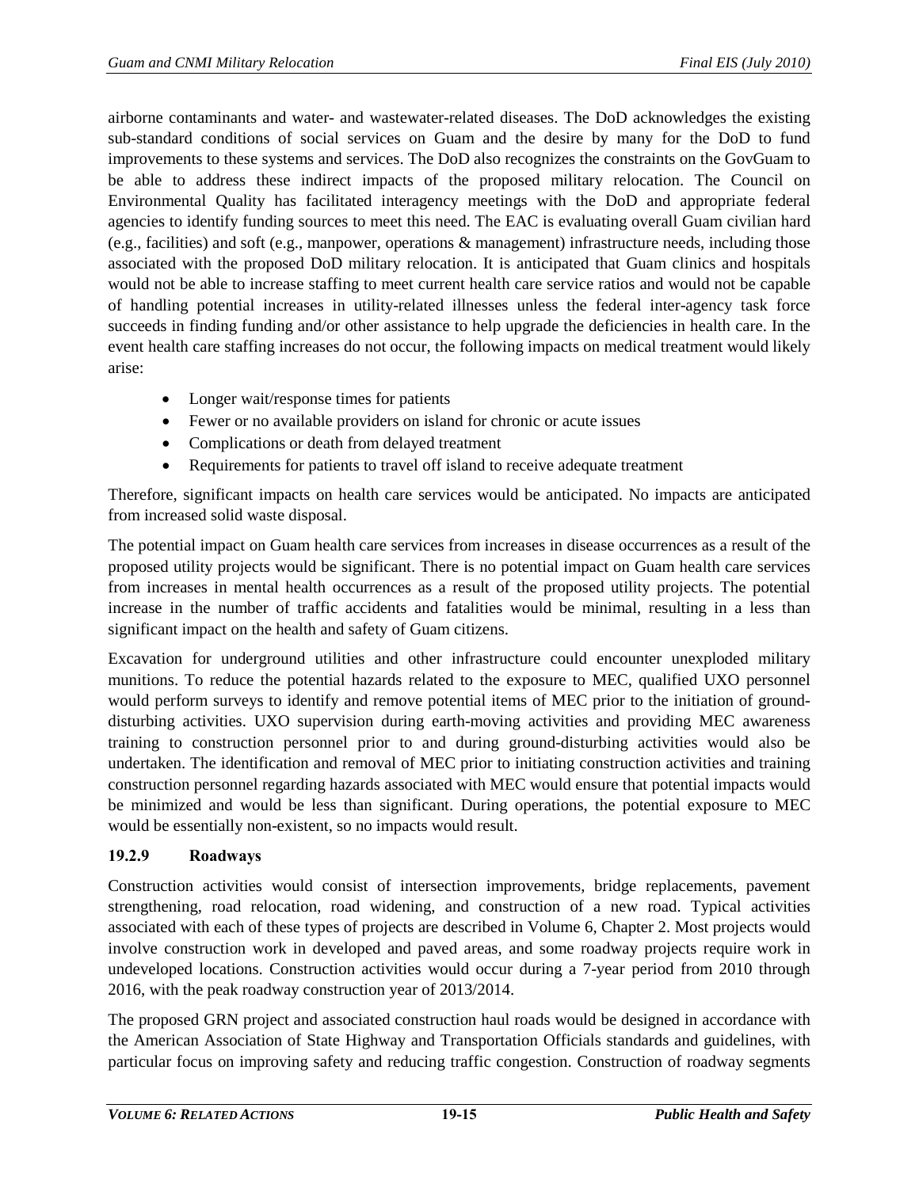airborne contaminants and water- and wastewater-related diseases. The DoD acknowledges the existing sub-standard conditions of social services on Guam and the desire by many for the DoD to fund improvements to these systems and services. The DoD also recognizes the constraints on the GovGuam to be able to address these indirect impacts of the proposed military relocation. The Council on Environmental Quality has facilitated interagency meetings with the DoD and appropriate federal agencies to identify funding sources to meet this need. The EAC is evaluating overall Guam civilian hard (e.g., facilities) and soft (e.g., manpower, operations & management) infrastructure needs, including those associated with the proposed DoD military relocation. It is anticipated that Guam clinics and hospitals would not be able to increase staffing to meet current health care service ratios and would not be capable of handling potential increases in utility-related illnesses unless the federal inter-agency task force succeeds in finding funding and/or other assistance to help upgrade the deficiencies in health care. In the event health care staffing increases do not occur, the following impacts on medical treatment would likely arise:

- Longer wait/response times for patients
- Fewer or no available providers on island for chronic or acute issues
- Complications or death from delayed treatment
- Requirements for patients to travel off island to receive adequate treatment

Therefore, significant impacts on health care services would be anticipated. No impacts are anticipated from increased solid waste disposal.

The potential impact on Guam health care services from increases in disease occurrences as a result of the proposed utility projects would be significant. There is no potential impact on Guam health care services from increases in mental health occurrences as a result of the proposed utility projects. The potential increase in the number of traffic accidents and fatalities would be minimal, resulting in a less than significant impact on the health and safety of Guam citizens.

Excavation for underground utilities and other infrastructure could encounter unexploded military munitions. To reduce the potential hazards related to the exposure to MEC, qualified UXO personnel would perform surveys to identify and remove potential items of MEC prior to the initiation of ground-disturbing activities. UXO supervision during earth-moving activities and providing MEC awareness training to construction personnel prior to and during ground-disturbing activities would also be undertaken. The identification and removal of MEC prior to initiating construction activities and training construction personnel regarding hazards associated with MEC would ensure that potential impacts would be minimized and would be less than significant. During operations, the potential exposure to MEC would be essentially non-existent, so no impacts would result.

### 19.2.9 Roadways

Construction activities would consist of intersection improvements, bridge replacements, pavement strengthening, road relocation, road widening, and construction of a new road. Typical activities associated with each of these types of projects are described in Volume 6, Chapter 2. Most projects would involve construction work in developed and paved areas, and some roadway projects require work in undeveloped locations. Construction activities would occur during a 7-year period from 2010 through 2016, with the peak roadway construction year of 2013/2014.

The proposed GRN project and associated construction haul roads would be designed in accordance with the American Association of State Highway and Transportation Officials standards and guidelines, with particular focus on improving safety and reducing traffic congestion. Construction of roadway segments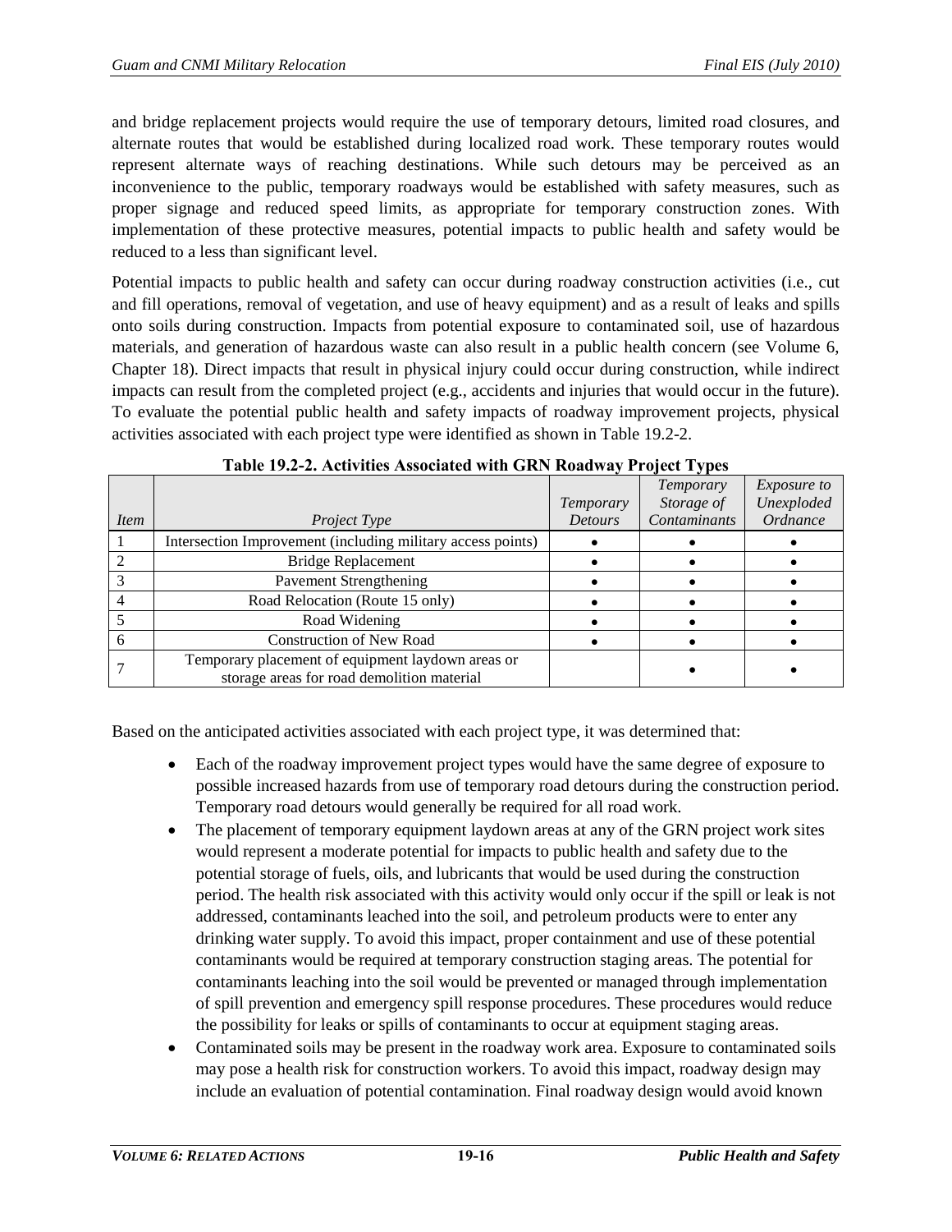and bridge replacement projects would require the use of temporary detours, limited road closures, and alternate routes that would be established during localized road work. These temporary routes would represent alternate ways of reaching destinations. While such detours may be perceived as an inconvenience to the public, temporary roadways would be established with safety measures, such as proper signage and reduced speed limits, as appropriate for temporary construction zones. With implementation of these protective measures, potential impacts to public health and safety would be reduced to a less than significant level.

Potential impacts to public health and safety can occur during roadway construction activities (i.e., cut and fill operations, removal of vegetation, and use of heavy equipment) and as a result of leaks and spills onto soils during construction. Impacts from potential exposure to contaminated soil, use of hazardous materials, and generation of hazardous waste can also result in a public health concern (see Volume 6, Chapter 18). Direct impacts that result in physical injury could occur during construction, while indirect impacts can result from the completed project (e.g., accidents and injuries that would occur in the future). To evaluate the potential public health and safety impacts of roadway improvement projects, physical activities associated with each project type were identified as shown in Table 19.2-2.

**Table 19.2-2. Activities Associated with GRN Roadway Project Types**

| *Item* | *Project Type* | *Temporary Detours* | *Temporary Storage of Contaminants* | *Exposure to Unexploded Ordnance* |
|---|---|---|---|---|
| 1 | Intersection Improvement (including military access points) | • | • | • |
| 2 | Bridge Replacement | • | • | • |
| 3 | Pavement Strengthening | • | • | • |
| 4 | Road Relocation (Route 15 only) | • | • | • |
| 5 | Road Widening | • | • | • |
| 6 | Construction of New Road | • | • | • |
| 7 | Temporary placement of equipment laydown areas or storage areas for road demolition material | | • | • |

Based on the anticipated activities associated with each project type, it was determined that:

- Each of the roadway improvement project types would have the same degree of exposure to possible increased hazards from use of temporary road detours during the construction period. Temporary road detours would generally be required for all road work.
- The placement of temporary equipment laydown areas at any of the GRN project work sites would represent a moderate potential for impacts to public health and safety due to the potential storage of fuels, oils, and lubricants that would be used during the construction period. The health risk associated with this activity would only occur if the spill or leak is not addressed, contaminants leached into the soil, and petroleum products were to enter any drinking water supply. To avoid this impact, proper containment and use of these potential contaminants would be required at temporary construction staging areas. The potential for contaminants leaching into the soil would be prevented or managed through implementation of spill prevention and emergency spill response procedures. These procedures would reduce the possibility for leaks or spills of contaminants to occur at equipment staging areas.
- Contaminated soils may be present in the roadway work area. Exposure to contaminated soils may pose a health risk for construction workers. To avoid this impact, roadway design may include an evaluation of potential contamination. Final roadway design would avoid known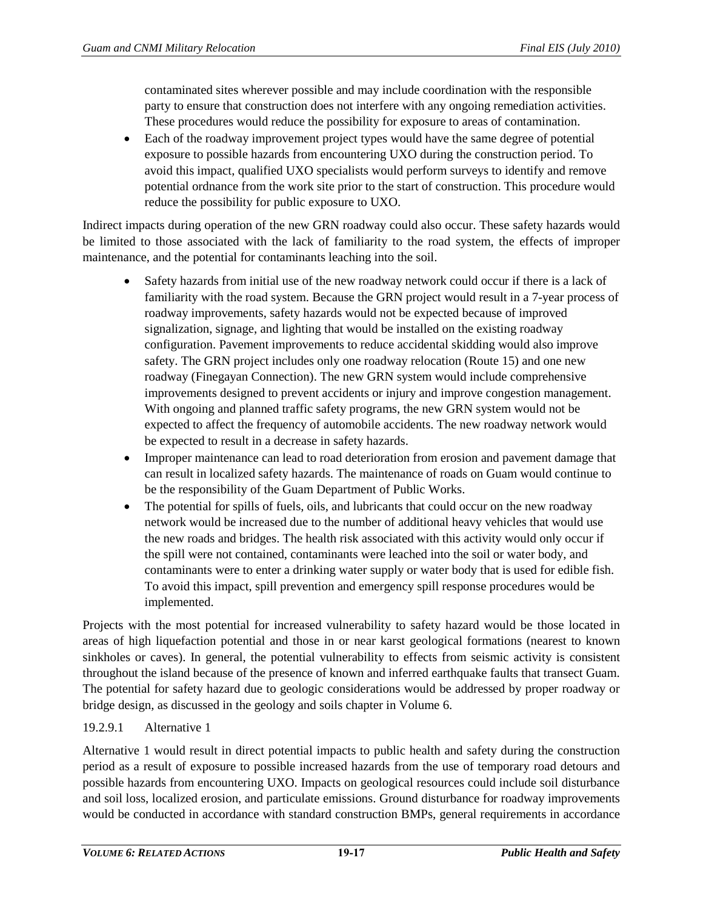contaminated sites wherever possible and may include coordination with the responsible party to ensure that construction does not interfere with any ongoing remediation activities. These procedures would reduce the possibility for exposure to areas of contamination.

- Each of the roadway improvement project types would have the same degree of potential exposure to possible hazards from encountering UXO during the construction period. To avoid this impact, qualified UXO specialists would perform surveys to identify and remove potential ordnance from the work site prior to the start of construction. This procedure would reduce the possibility for public exposure to UXO.

Indirect impacts during operation of the new GRN roadway could also occur. These safety hazards would be limited to those associated with the lack of familiarity to the road system, the effects of improper maintenance, and the potential for contaminants leaching into the soil.

- Safety hazards from initial use of the new roadway network could occur if there is a lack of familiarity with the road system. Because the GRN project would result in a 7-year process of roadway improvements, safety hazards would not be expected because of improved signalization, signage, and lighting that would be installed on the existing roadway configuration. Pavement improvements to reduce accidental skidding would also improve safety. The GRN project includes only one roadway relocation (Route 15) and one new roadway (Finegayan Connection). The new GRN system would include comprehensive improvements designed to prevent accidents or injury and improve congestion management. With ongoing and planned traffic safety programs, the new GRN system would not be expected to affect the frequency of automobile accidents. The new roadway network would be expected to result in a decrease in safety hazards.
- Improper maintenance can lead to road deterioration from erosion and pavement damage that can result in localized safety hazards. The maintenance of roads on Guam would continue to be the responsibility of the Guam Department of Public Works.
- The potential for spills of fuels, oils, and lubricants that could occur on the new roadway network would be increased due to the number of additional heavy vehicles that would use the new roads and bridges. The health risk associated with this activity would only occur if the spill were not contained, contaminants were leached into the soil or water body, and contaminants were to enter a drinking water supply or water body that is used for edible fish. To avoid this impact, spill prevention and emergency spill response procedures would be implemented.

Projects with the most potential for increased vulnerability to safety hazard would be those located in areas of high liquefaction potential and those in or near karst geological formations (nearest to known sinkholes or caves). In general, the potential vulnerability to effects from seismic activity is consistent throughout the island because of the presence of known and inferred earthquake faults that transect Guam. The potential for safety hazard due to geologic considerations would be addressed by proper roadway or bridge design, as discussed in the geology and soils chapter in Volume 6.

#### 19.2.9.1 Alternative 1

Alternative 1 would result in direct potential impacts to public health and safety during the construction period as a result of exposure to possible increased hazards from the use of temporary road detours and possible hazards from encountering UXO. Impacts on geological resources could include soil disturbance and soil loss, localized erosion, and particulate emissions. Ground disturbance for roadway improvements would be conducted in accordance with standard construction BMPs, general requirements in accordance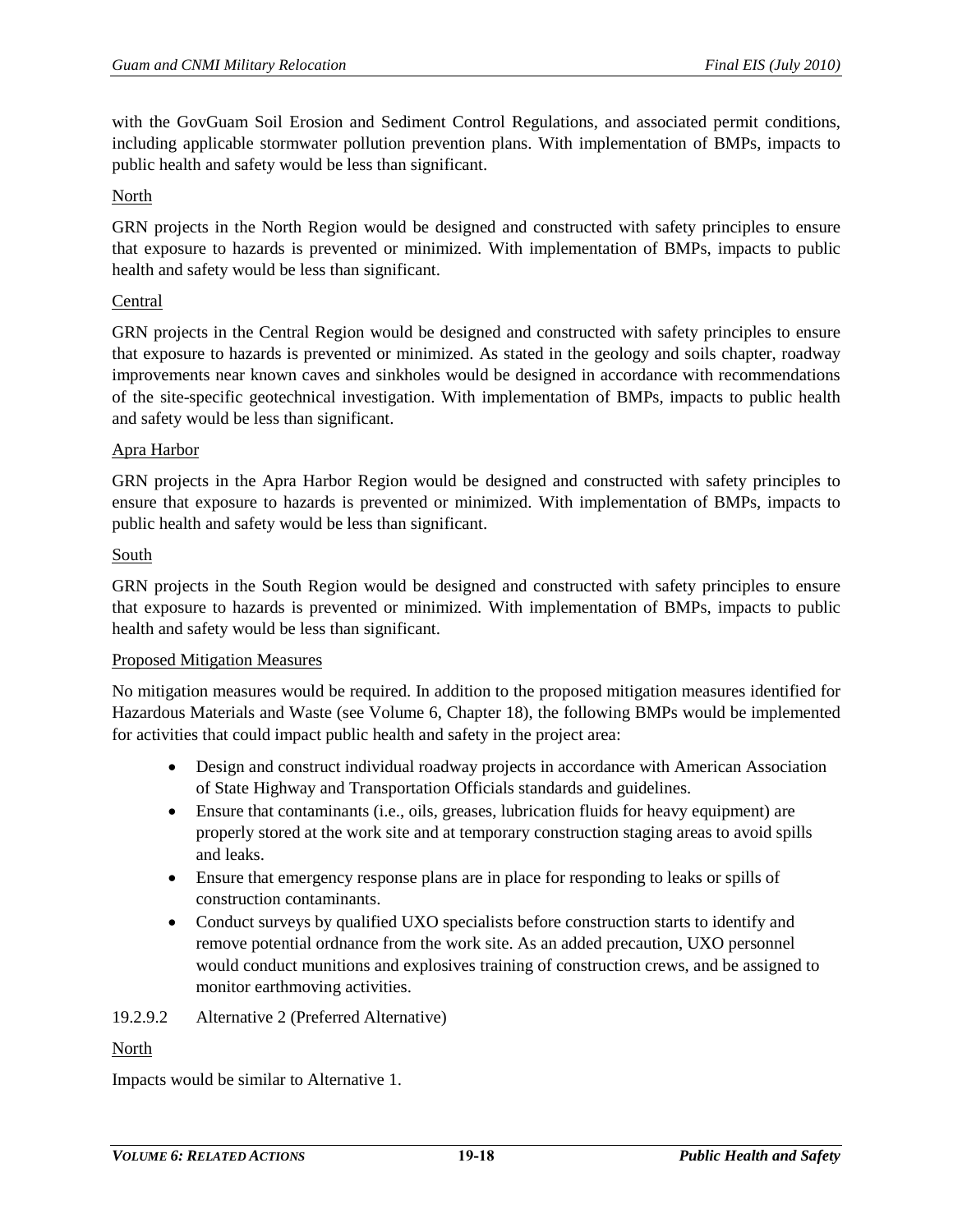with the GovGuam Soil Erosion and Sediment Control Regulations, and associated permit conditions, including applicable stormwater pollution prevention plans. With implementation of BMPs, impacts to public health and safety would be less than significant.

North

GRN projects in the North Region would be designed and constructed with safety principles to ensure that exposure to hazards is prevented or minimized. With implementation of BMPs, impacts to public health and safety would be less than significant.

Central

GRN projects in the Central Region would be designed and constructed with safety principles to ensure that exposure to hazards is prevented or minimized. As stated in the geology and soils chapter, roadway improvements near known caves and sinkholes would be designed in accordance with recommendations of the site-specific geotechnical investigation. With implementation of BMPs, impacts to public health and safety would be less than significant.

Apra Harbor

GRN projects in the Apra Harbor Region would be designed and constructed with safety principles to ensure that exposure to hazards is prevented or minimized. With implementation of BMPs, impacts to public health and safety would be less than significant.

South

GRN projects in the South Region would be designed and constructed with safety principles to ensure that exposure to hazards is prevented or minimized. With implementation of BMPs, impacts to public health and safety would be less than significant.

Proposed Mitigation Measures

No mitigation measures would be required. In addition to the proposed mitigation measures identified for Hazardous Materials and Waste (see Volume 6, Chapter 18), the following BMPs would be implemented for activities that could impact public health and safety in the project area:

- Design and construct individual roadway projects in accordance with American Association of State Highway and Transportation Officials standards and guidelines.
- Ensure that contaminants (i.e., oils, greases, lubrication fluids for heavy equipment) are properly stored at the work site and at temporary construction staging areas to avoid spills and leaks.
- Ensure that emergency response plans are in place for responding to leaks or spills of construction contaminants.
- Conduct surveys by qualified UXO specialists before construction starts to identify and remove potential ordnance from the work site. As an added precaution, UXO personnel would conduct munitions and explosives training of construction crews, and be assigned to monitor earthmoving activities.

#### 19.2.9.2 Alternative 2 (Preferred Alternative)

North

Impacts would be similar to Alternative 1.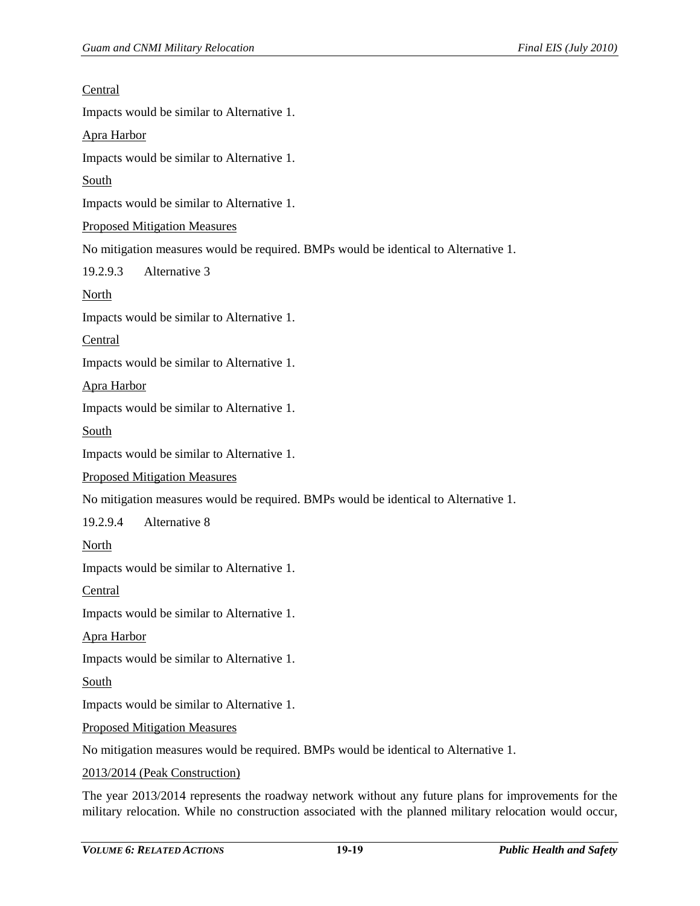Central

Impacts would be similar to Alternative 1.

Apra Harbor

Impacts would be similar to Alternative 1.

South

Impacts would be similar to Alternative 1.

Proposed Mitigation Measures

No mitigation measures would be required. BMPs would be identical to Alternative 1.

#### 19.2.9.3 Alternative 3

North

Impacts would be similar to Alternative 1.

Central

Impacts would be similar to Alternative 1.

Apra Harbor

Impacts would be similar to Alternative 1.

South

Impacts would be similar to Alternative 1.

Proposed Mitigation Measures

No mitigation measures would be required. BMPs would be identical to Alternative 1.

#### 19.2.9.4 Alternative 8

North

Impacts would be similar to Alternative 1.

Central

Impacts would be similar to Alternative 1.

Apra Harbor

Impacts would be similar to Alternative 1.

South

Impacts would be similar to Alternative 1.

Proposed Mitigation Measures

No mitigation measures would be required. BMPs would be identical to Alternative 1.

2013/2014 (Peak Construction)

The year 2013/2014 represents the roadway network without any future plans for improvements for the military relocation. While no construction associated with the planned military relocation would occur,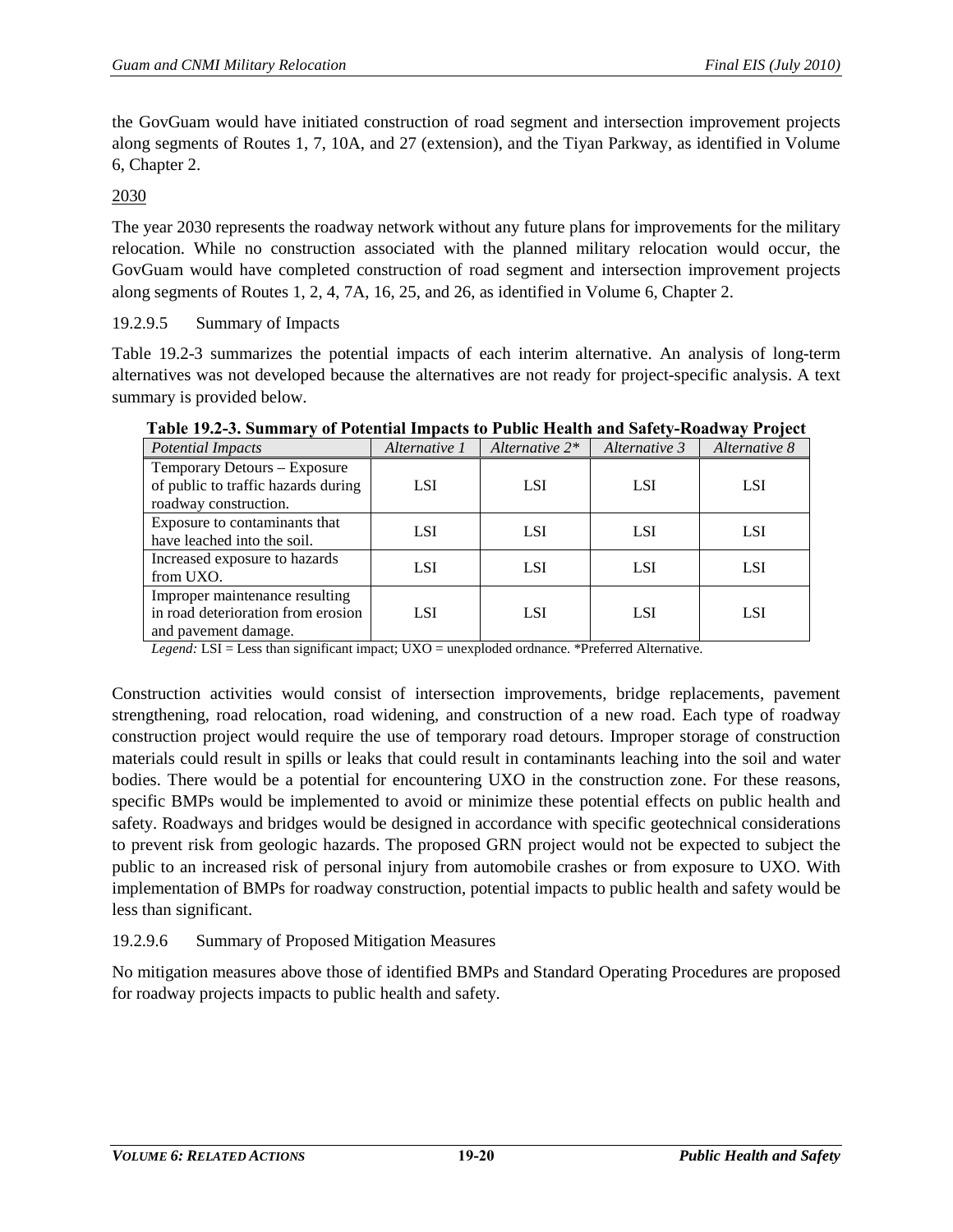the GovGuam would have initiated construction of road segment and intersection improvement projects along segments of Routes 1, 7, 10A, and 27 (extension), and the Tiyan Parkway, as identified in Volume 6, Chapter 2.

2030

The year 2030 represents the roadway network without any future plans for improvements for the military relocation. While no construction associated with the planned military relocation would occur, the GovGuam would have completed construction of road segment and intersection improvement projects along segments of Routes 1, 2, 4, 7A, 16, 25, and 26, as identified in Volume 6, Chapter 2.

19.2.9.5 Summary of Impacts

Table 19.2-3 summarizes the potential impacts of each interim alternative. An analysis of long-term alternatives was not developed because the alternatives are not ready for project-specific analysis. A text summary is provided below.

**Table 19.2-3. Summary of Potential Impacts to Public Health and Safety-Roadway Project**

| *Potential Impacts* | *Alternative 1* | *Alternative 2** | *Alternative 3* | *Alternative 8* |
|---|---|---|---|---|
| Temporary Detours – Exposure of public to traffic hazards during roadway construction. | LSI | LSI | LSI | LSI |
| Exposure to contaminants that have leached into the soil. | LSI | LSI | LSI | LSI |
| Increased exposure to hazards from UXO. | LSI | LSI | LSI | LSI |
| Improper maintenance resulting in road deterioration from erosion and pavement damage. | LSI | LSI | LSI | LSI |

*Legend:* LSI = Less than significant impact; UXO = unexploded ordnance. *Preferred Alternative.

Construction activities would consist of intersection improvements, bridge replacements, pavement strengthening, road relocation, road widening, and construction of a new road. Each type of roadway construction project would require the use of temporary road detours. Improper storage of construction materials could result in spills or leaks that could result in contaminants leaching into the soil and water bodies. There would be a potential for encountering UXO in the construction zone. For these reasons, specific BMPs would be implemented to avoid or minimize these potential effects on public health and safety. Roadways and bridges would be designed in accordance with specific geotechnical considerations to prevent risk from geologic hazards. The proposed GRN project would not be expected to subject the public to an increased risk of personal injury from automobile crashes or from exposure to UXO. With implementation of BMPs for roadway construction, potential impacts to public health and safety would be less than significant.

19.2.9.6 Summary of Proposed Mitigation Measures

No mitigation measures above those of identified BMPs and Standard Operating Procedures are proposed for roadway projects impacts to public health and safety.